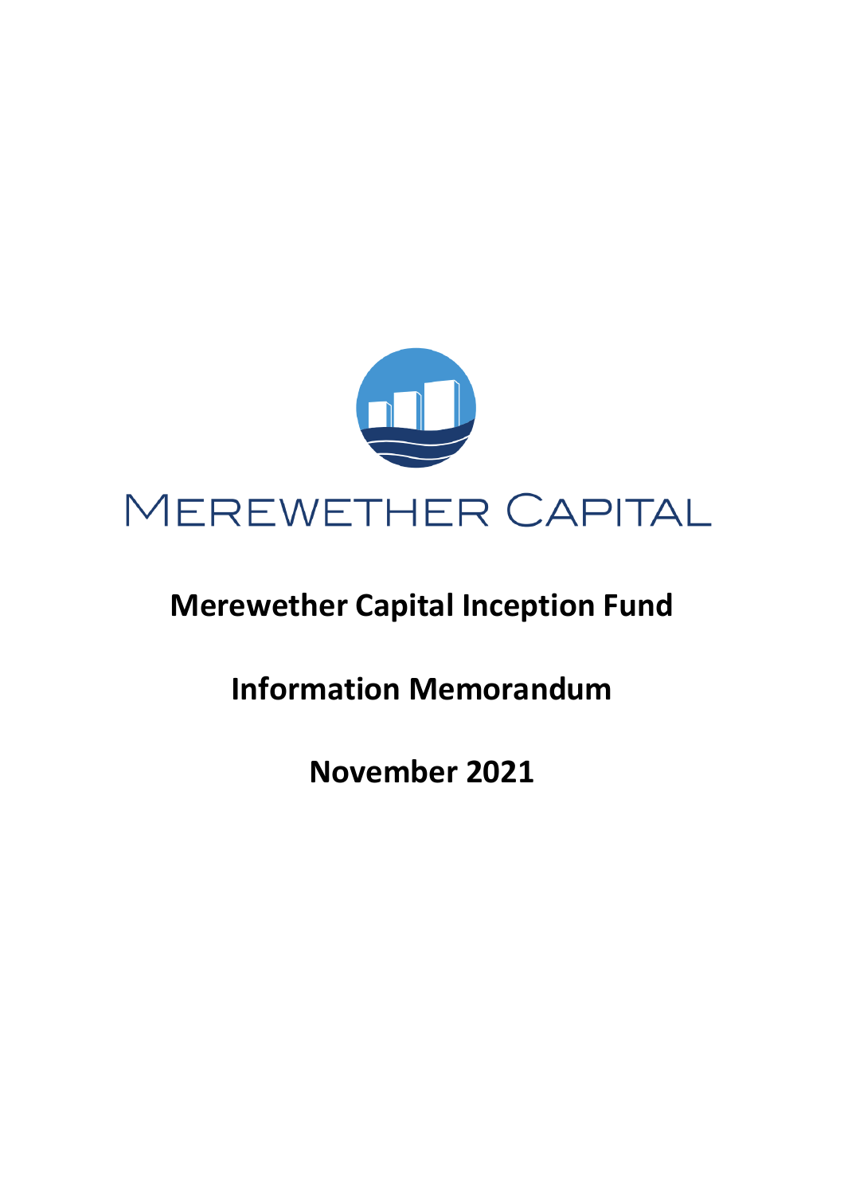MEREWETHER CAPITAL

# Merewether Capital Inception Fund

# Information Memorandum

# November 2021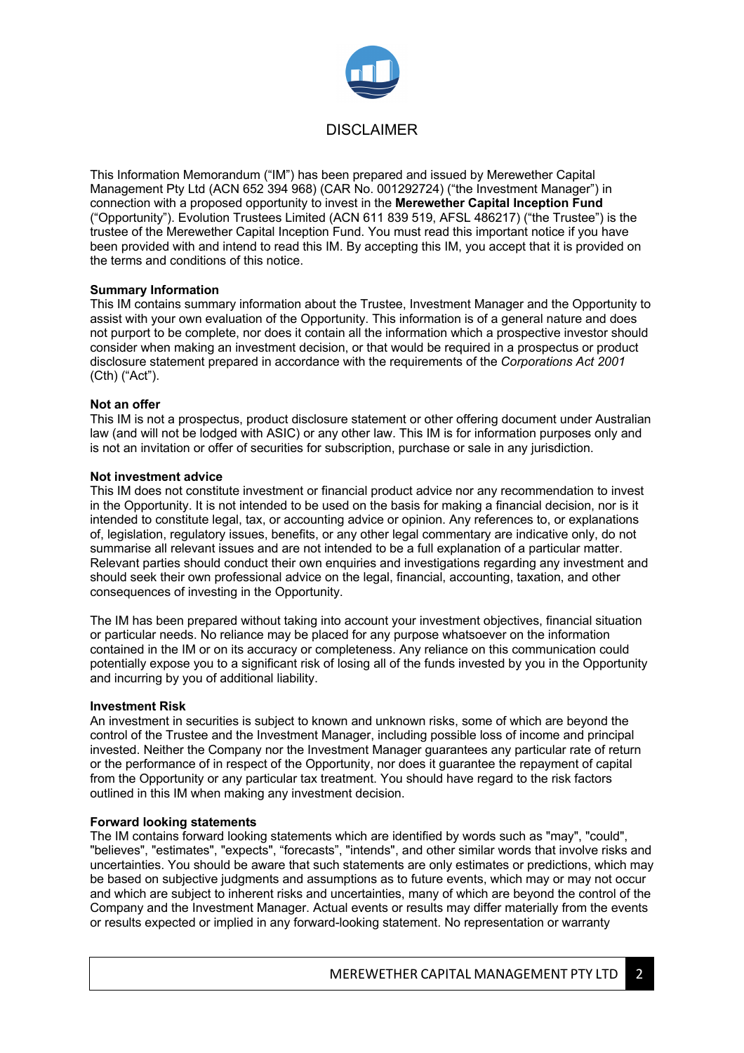# DISCLAIMER

This Information Memorandum ("IM") has been prepared and issued by Merewether Capital Management Pty Ltd (ACN 652 394 968) (CAR No. 001292724) ("the Investment Manager") in connection with a proposed opportunity to invest in the **Merewether Capital Inception Fund** ("Opportunity"). Evolution Trustees Limited (ACN 611 839 519, AFSL 486217) ("the Trustee") is the trustee of the Merewether Capital Inception Fund. You must read this important notice if you have been provided with and intend to read this IM. By accepting this IM, you accept that it is provided on the terms and conditions of this notice.

**Summary Information**
This IM contains summary information about the Trustee, Investment Manager and the Opportunity to assist with your own evaluation of the Opportunity. This information is of a general nature and does not purport to be complete, nor does it contain all the information which a prospective investor should consider when making an investment decision, or that would be required in a prospectus or product disclosure statement prepared in accordance with the requirements of the *Corporations Act 2001* (Cth) ("Act").

**Not an offer**
This IM is not a prospectus, product disclosure statement or other offering document under Australian law (and will not be lodged with ASIC) or any other law. This IM is for information purposes only and is not an invitation or offer of securities for subscription, purchase or sale in any jurisdiction.

**Not investment advice**
This IM does not constitute investment or financial product advice nor any recommendation to invest in the Opportunity. It is not intended to be used on the basis for making a financial decision, nor is it intended to constitute legal, tax, or accounting advice or opinion. Any references to, or explanations of, legislation, regulatory issues, benefits, or any other legal commentary are indicative only, do not summarise all relevant issues and are not intended to be a full explanation of a particular matter. Relevant parties should conduct their own enquiries and investigations regarding any investment and should seek their own professional advice on the legal, financial, accounting, taxation, and other consequences of investing in the Opportunity.

The IM has been prepared without taking into account your investment objectives, financial situation or particular needs. No reliance may be placed for any purpose whatsoever on the information contained in the IM or on its accuracy or completeness. Any reliance on this communication could potentially expose you to a significant risk of losing all of the funds invested by you in the Opportunity and incurring by you of additional liability.

**Investment Risk**
An investment in securities is subject to known and unknown risks, some of which are beyond the control of the Trustee and the Investment Manager, including possible loss of income and principal invested. Neither the Company nor the Investment Manager guarantees any particular rate of return or the performance of in respect of the Opportunity, nor does it guarantee the repayment of capital from the Opportunity or any particular tax treatment. You should have regard to the risk factors outlined in this IM when making any investment decision.

**Forward looking statements**
The IM contains forward looking statements which are identified by words such as "may", "could", "believes", "estimates", "expects", "forecasts", "intends", and other similar words that involve risks and uncertainties. You should be aware that such statements are only estimates or predictions, which may be based on subjective judgments and assumptions as to future events, which may or may not occur and which are subject to inherent risks and uncertainties, many of which are beyond the control of the Company and the Investment Manager. Actual events or results may differ materially from the events or results expected or implied in any forward-looking statement. No representation or warranty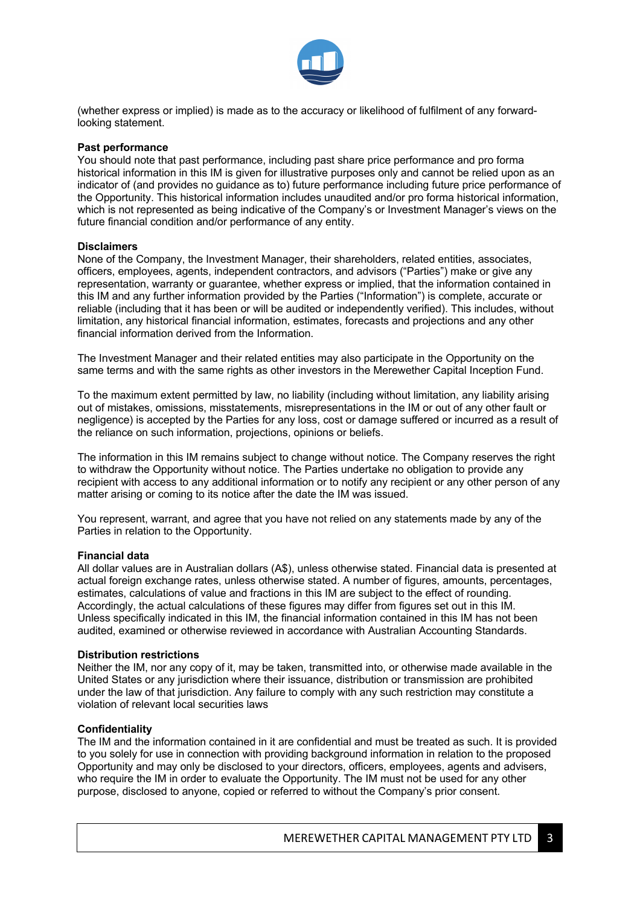(whether express or implied) is made as to the accuracy or likelihood of fulfilment of any forward-looking statement.

**Past performance**

You should note that past performance, including past share price performance and pro forma historical information in this IM is given for illustrative purposes only and cannot be relied upon as an indicator of (and provides no guidance as to) future performance including future price performance of the Opportunity. This historical information includes unaudited and/or pro forma historical information, which is not represented as being indicative of the Company's or Investment Manager's views on the future financial condition and/or performance of any entity.

**Disclaimers**

None of the Company, the Investment Manager, their shareholders, related entities, associates, officers, employees, agents, independent contractors, and advisors ("Parties") make or give any representation, warranty or guarantee, whether express or implied, that the information contained in this IM and any further information provided by the Parties ("Information") is complete, accurate or reliable (including that it has been or will be audited or independently verified). This includes, without limitation, any historical financial information, estimates, forecasts and projections and any other financial information derived from the Information.

The Investment Manager and their related entities may also participate in the Opportunity on the same terms and with the same rights as other investors in the Merewether Capital Inception Fund.

To the maximum extent permitted by law, no liability (including without limitation, any liability arising out of mistakes, omissions, misstatements, misrepresentations in the IM or out of any other fault or negligence) is accepted by the Parties for any loss, cost or damage suffered or incurred as a result of the reliance on such information, projections, opinions or beliefs.

The information in this IM remains subject to change without notice. The Company reserves the right to withdraw the Opportunity without notice. The Parties undertake no obligation to provide any recipient with access to any additional information or to notify any recipient or any other person of any matter arising or coming to its notice after the date the IM was issued.

You represent, warrant, and agree that you have not relied on any statements made by any of the Parties in relation to the Opportunity.

**Financial data**

All dollar values are in Australian dollars (A$), unless otherwise stated. Financial data is presented at actual foreign exchange rates, unless otherwise stated. A number of figures, amounts, percentages, estimates, calculations of value and fractions in this IM are subject to the effect of rounding. Accordingly, the actual calculations of these figures may differ from figures set out in this IM. Unless specifically indicated in this IM, the financial information contained in this IM has not been audited, examined or otherwise reviewed in accordance with Australian Accounting Standards.

**Distribution restrictions**

Neither the IM, nor any copy of it, may be taken, transmitted into, or otherwise made available in the United States or any jurisdiction where their issuance, distribution or transmission are prohibited under the law of that jurisdiction. Any failure to comply with any such restriction may constitute a violation of relevant local securities laws

**Confidentiality**

The IM and the information contained in it are confidential and must be treated as such. It is provided to you solely for use in connection with providing background information in relation to the proposed Opportunity and may only be disclosed to your directors, officers, employees, agents and advisers, who require the IM in order to evaluate the Opportunity. The IM must not be used for any other purpose, disclosed to anyone, copied or referred to without the Company's prior consent.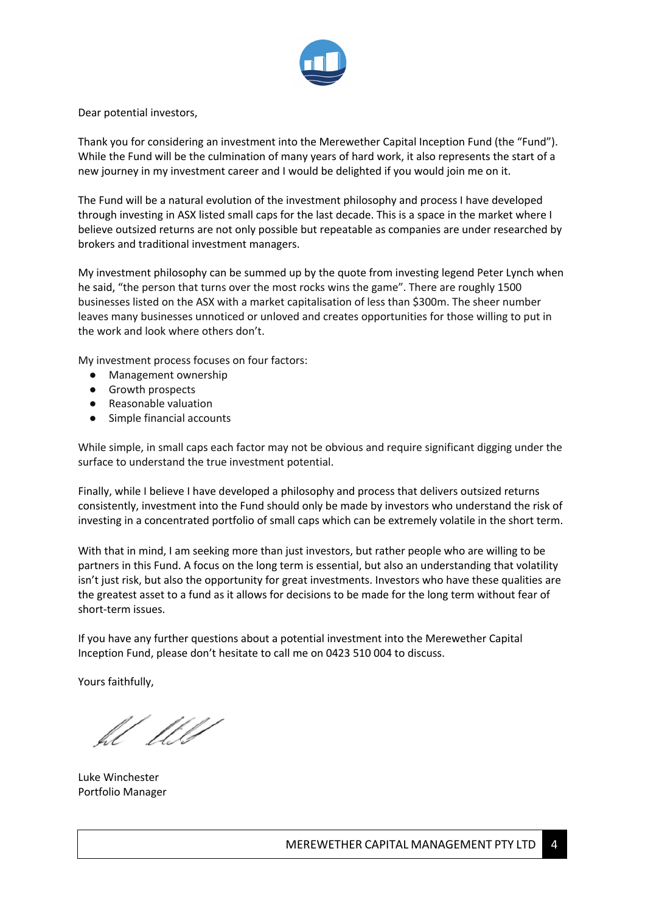Dear potential investors,

Thank you for considering an investment into the Merewether Capital Inception Fund (the "Fund"). While the Fund will be the culmination of many years of hard work, it also represents the start of a new journey in my investment career and I would be delighted if you would join me on it.

The Fund will be a natural evolution of the investment philosophy and process I have developed through investing in ASX listed small caps for the last decade. This is a space in the market where I believe outsized returns are not only possible but repeatable as companies are under researched by brokers and traditional investment managers.

My investment philosophy can be summed up by the quote from investing legend Peter Lynch when he said, "the person that turns over the most rocks wins the game". There are roughly 1500 businesses listed on the ASX with a market capitalisation of less than $300m. The sheer number leaves many businesses unnoticed or unloved and creates opportunities for those willing to put in the work and look where others don't.

My investment process focuses on four factors:

- Management ownership
- Growth prospects
- Reasonable valuation
- Simple financial accounts

While simple, in small caps each factor may not be obvious and require significant digging under the surface to understand the true investment potential.

Finally, while I believe I have developed a philosophy and process that delivers outsized returns consistently, investment into the Fund should only be made by investors who understand the risk of investing in a concentrated portfolio of small caps which can be extremely volatile in the short term.

With that in mind, I am seeking more than just investors, but rather people who are willing to be partners in this Fund. A focus on the long term is essential, but also an understanding that volatility isn't just risk, but also the opportunity for great investments. Investors who have these qualities are the greatest asset to a fund as it allows for decisions to be made for the long term without fear of short-term issues.

If you have any further questions about a potential investment into the Merewether Capital Inception Fund, please don't hesitate to call me on 0423 510 004 to discuss.

Yours faithfully,

Luke Winchester
Portfolio Manager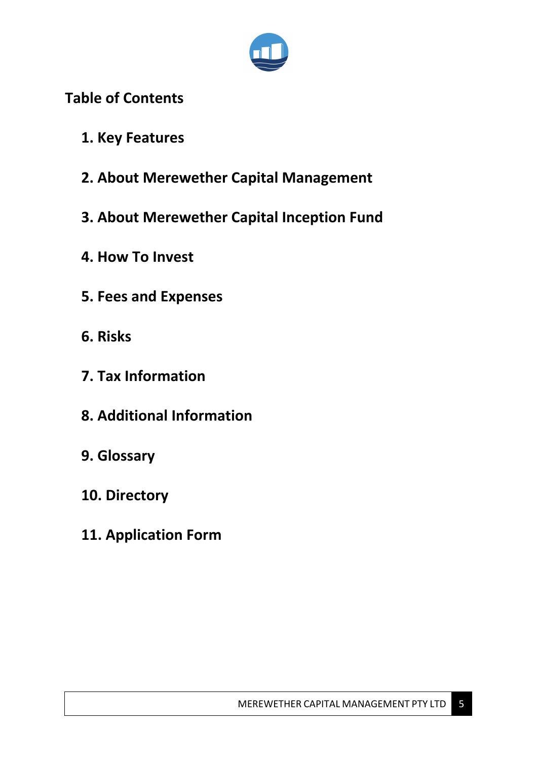## Table of Contents

1. Key Features
2. About Merewether Capital Management
3. About Merewether Capital Inception Fund
4. How To Invest
5. Fees and Expenses
6. Risks
7. Tax Information
8. Additional Information
9. Glossary
10. Directory
11. Application Form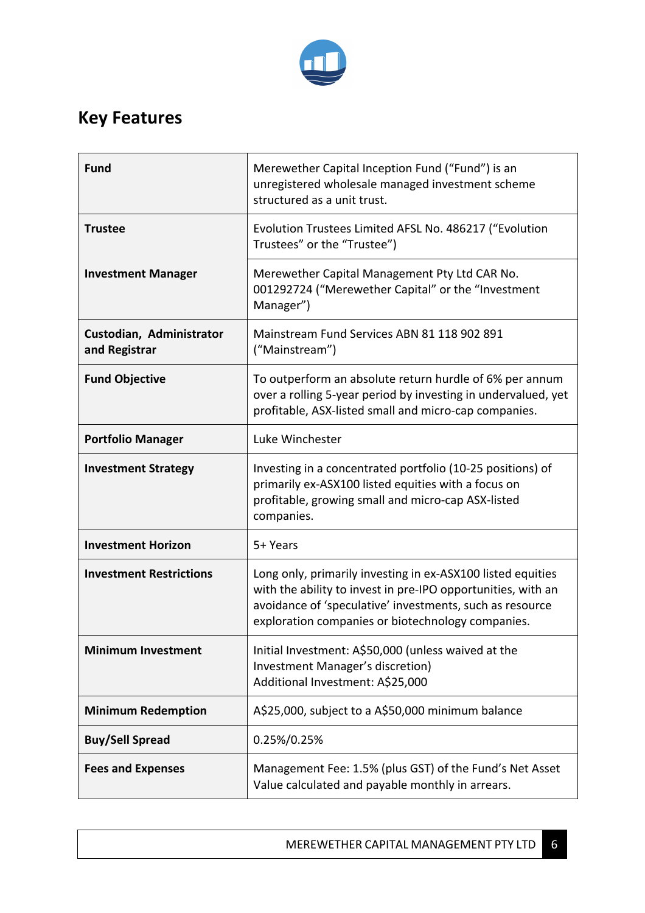## Key Features

| | |
|---|---|
| **Fund** | Merewether Capital Inception Fund ("Fund") is an unregistered wholesale managed investment scheme structured as a unit trust. |
| **Trustee** | Evolution Trustees Limited AFSL No. 486217 ("Evolution Trustees" or the "Trustee") |
| **Investment Manager** | Merewether Capital Management Pty Ltd CAR No. 001292724 ("Merewether Capital" or the "Investment Manager") |
| **Custodian, Administrator and Registrar** | Mainstream Fund Services ABN 81 118 902 891 ("Mainstream") |
| **Fund Objective** | To outperform an absolute return hurdle of 6% per annum over a rolling 5-year period by investing in undervalued, yet profitable, ASX-listed small and micro-cap companies. |
| **Portfolio Manager** | Luke Winchester |
| **Investment Strategy** | Investing in a concentrated portfolio (10-25 positions) of primarily ex-ASX100 listed equities with a focus on profitable, growing small and micro-cap ASX-listed companies. |
| **Investment Horizon** | 5+ Years |
| **Investment Restrictions** | Long only, primarily investing in ex-ASX100 listed equities with the ability to invest in pre-IPO opportunities, with an avoidance of 'speculative' investments, such as resource exploration companies or biotechnology companies. |
| **Minimum Investment** | Initial Investment: A$50,000 (unless waived at the Investment Manager's discretion)<br>Additional Investment: A$25,000 |
| **Minimum Redemption** | A$25,000, subject to a A$50,000 minimum balance |
| **Buy/Sell Spread** | 0.25%/0.25% |
| **Fees and Expenses** | Management Fee: 1.5% (plus GST) of the Fund's Net Asset Value calculated and payable monthly in arrears. |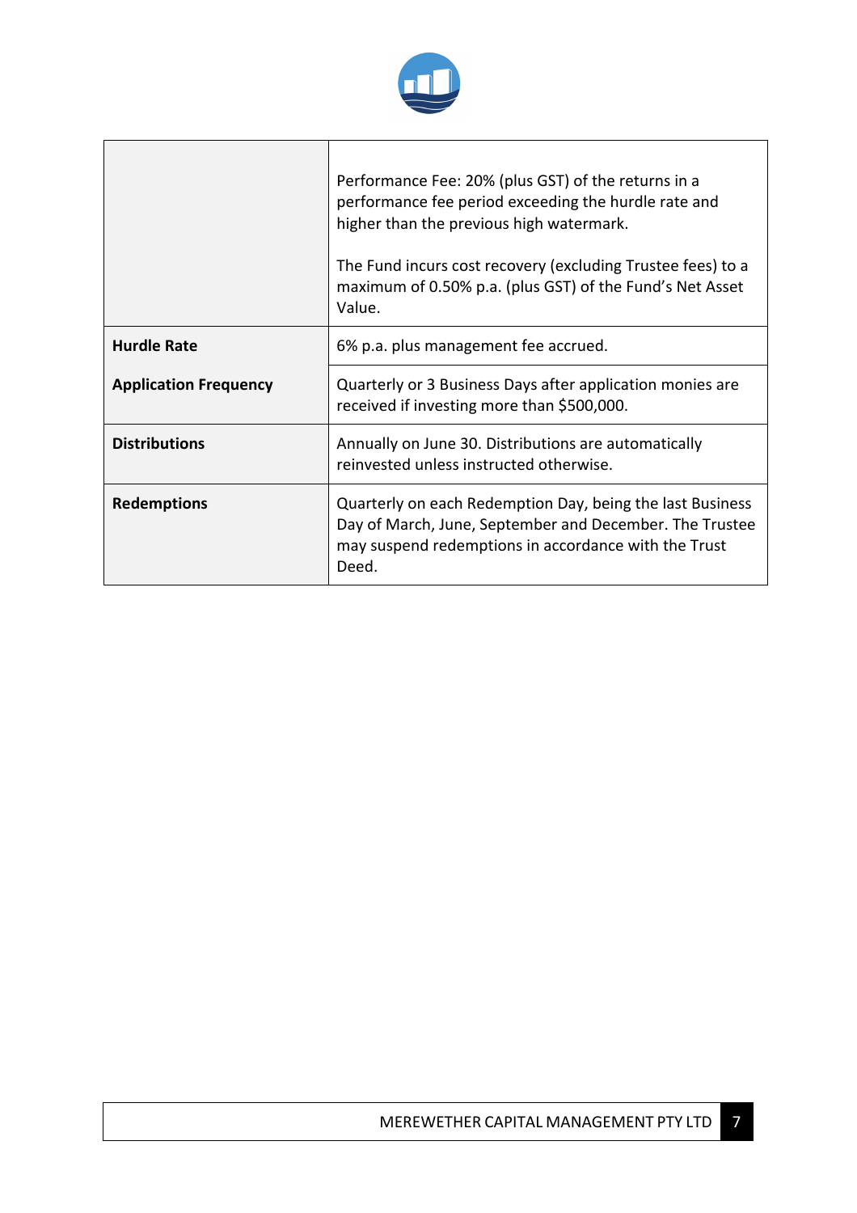| | |
|---|---|
| | Performance Fee: 20% (plus GST) of the returns in a performance fee period exceeding the hurdle rate and higher than the previous high watermark.<br><br>The Fund incurs cost recovery (excluding Trustee fees) to a maximum of 0.50% p.a. (plus GST) of the Fund's Net Asset Value. |
| **Hurdle Rate** | 6% p.a. plus management fee accrued. |
| **Application Frequency** | Quarterly or 3 Business Days after application monies are received if investing more than $500,000. |
| **Distributions** | Annually on June 30. Distributions are automatically reinvested unless instructed otherwise. |
| **Redemptions** | Quarterly on each Redemption Day, being the last Business Day of March, June, September and December. The Trustee may suspend redemptions in accordance with the Trust Deed. |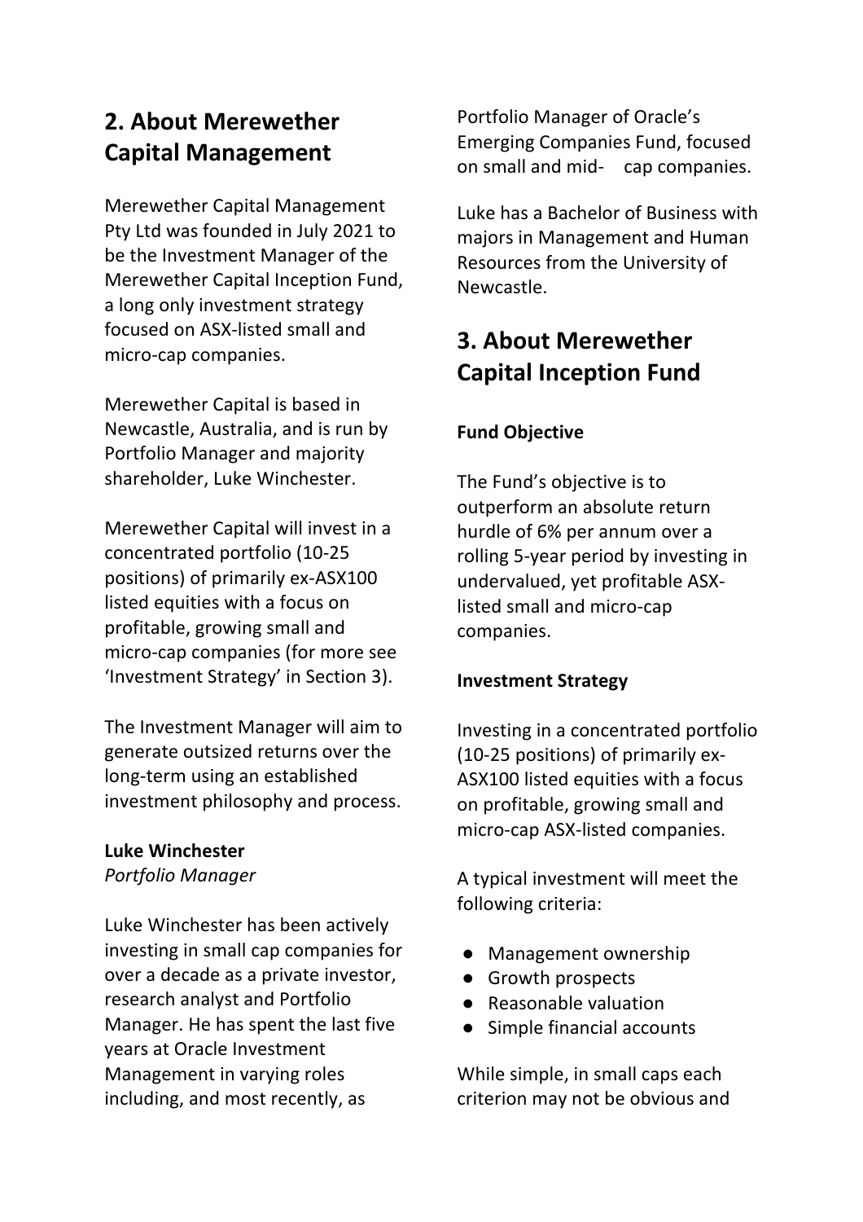## 2. About Merewether Capital Management

Merewether Capital Management Pty Ltd was founded in July 2021 to be the Investment Manager of the Merewether Capital Inception Fund, a long only investment strategy focused on ASX-listed small and micro-cap companies.

Merewether Capital is based in Newcastle, Australia, and is run by Portfolio Manager and majority shareholder, Luke Winchester.

Merewether Capital will invest in a concentrated portfolio (10-25 positions) of primarily ex-ASX100 listed equities with a focus on profitable, growing small and micro-cap companies (for more see 'Investment Strategy' in Section 3).

The Investment Manager will aim to generate outsized returns over the long-term using an established investment philosophy and process.

**Luke Winchester**
*Portfolio Manager*

Luke Winchester has been actively investing in small cap companies for over a decade as a private investor, research analyst and Portfolio Manager. He has spent the last five years at Oracle Investment Management in varying roles including, and most recently, as Portfolio Manager of Oracle's Emerging Companies Fund, focused on small and mid- cap companies.

Luke has a Bachelor of Business with majors in Management and Human Resources from the University of Newcastle.

## 3. About Merewether Capital Inception Fund

**Fund Objective**

The Fund's objective is to outperform an absolute return hurdle of 6% per annum over a rolling 5-year period by investing in undervalued, yet profitable ASX-listed small and micro-cap companies.

**Investment Strategy**

Investing in a concentrated portfolio (10-25 positions) of primarily ex-ASX100 listed equities with a focus on profitable, growing small and micro-cap ASX-listed companies.

A typical investment will meet the following criteria:

- Management ownership
- Growth prospects
- Reasonable valuation
- Simple financial accounts

While simple, in small caps each criterion may not be obvious and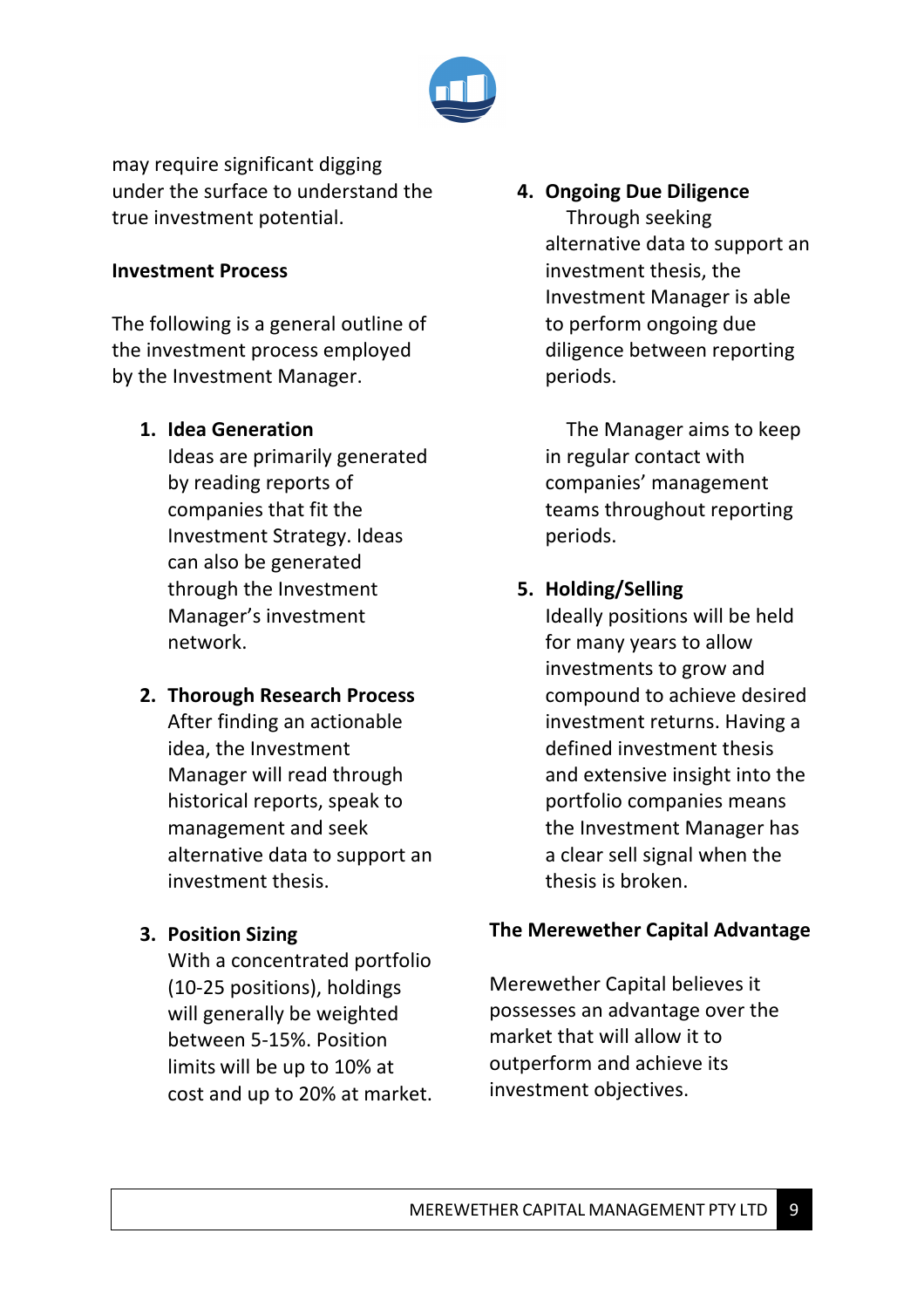may require significant digging under the surface to understand the true investment potential.

**Investment Process**

The following is a general outline of the investment process employed by the Investment Manager.

1. **Idea Generation**
   Ideas are primarily generated by reading reports of companies that fit the Investment Strategy. Ideas can also be generated through the Investment Manager's investment network.

2. **Thorough Research Process**
   After finding an actionable idea, the Investment Manager will read through historical reports, speak to management and seek alternative data to support an investment thesis.

3. **Position Sizing**
   With a concentrated portfolio (10-25 positions), holdings will generally be weighted between 5-15%. Position limits will be up to 10% at cost and up to 20% at market.

4. **Ongoing Due Diligence**
   Through seeking alternative data to support an investment thesis, the Investment Manager is able to perform ongoing due diligence between reporting periods.

   The Manager aims to keep in regular contact with companies' management teams throughout reporting periods.

5. **Holding/Selling**
   Ideally positions will be held for many years to allow investments to grow and compound to achieve desired investment returns. Having a defined investment thesis and extensive insight into the portfolio companies means the Investment Manager has a clear sell signal when the thesis is broken.

**The Merewether Capital Advantage**

Merewether Capital believes it possesses an advantage over the market that will allow it to outperform and achieve its investment objectives.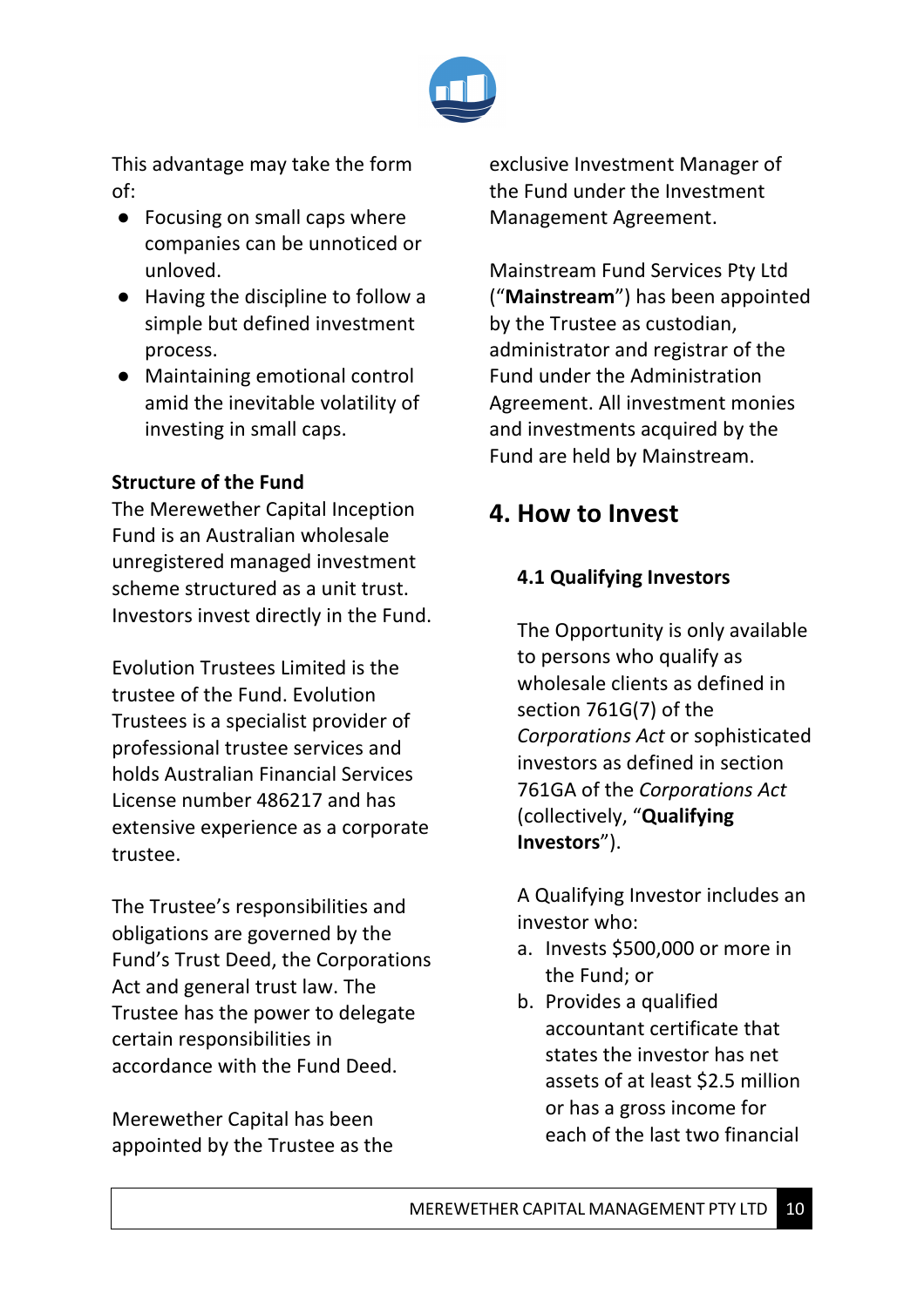This advantage may take the form of:

- Focusing on small caps where companies can be unnoticed or unloved.
- Having the discipline to follow a simple but defined investment process.
- Maintaining emotional control amid the inevitable volatility of investing in small caps.

**Structure of the Fund**

The Merewether Capital Inception Fund is an Australian wholesale unregistered managed investment scheme structured as a unit trust. Investors invest directly in the Fund.

Evolution Trustees Limited is the trustee of the Fund. Evolution Trustees is a specialist provider of professional trustee services and holds Australian Financial Services License number 486217 and has extensive experience as a corporate trustee.

The Trustee's responsibilities and obligations are governed by the Fund's Trust Deed, the Corporations Act and general trust law. The Trustee has the power to delegate certain responsibilities in accordance with the Fund Deed.

Merewether Capital has been appointed by the Trustee as the exclusive Investment Manager of the Fund under the Investment Management Agreement.

Mainstream Fund Services Pty Ltd ("**Mainstream**") has been appointed by the Trustee as custodian, administrator and registrar of the Fund under the Administration Agreement. All investment monies and investments acquired by the Fund are held by Mainstream.

## 4. How to Invest

### 4.1 Qualifying Investors

The Opportunity is only available to persons who qualify as wholesale clients as defined in section 761G(7) of the *Corporations Act* or sophisticated investors as defined in section 761GA of the *Corporations Act* (collectively, "**Qualifying Investors**").

A Qualifying Investor includes an investor who:

a. Invests $500,000 or more in the Fund; or
b. Provides a qualified accountant certificate that states the investor has net assets of at least $2.5 million or has a gross income for each of the last two financial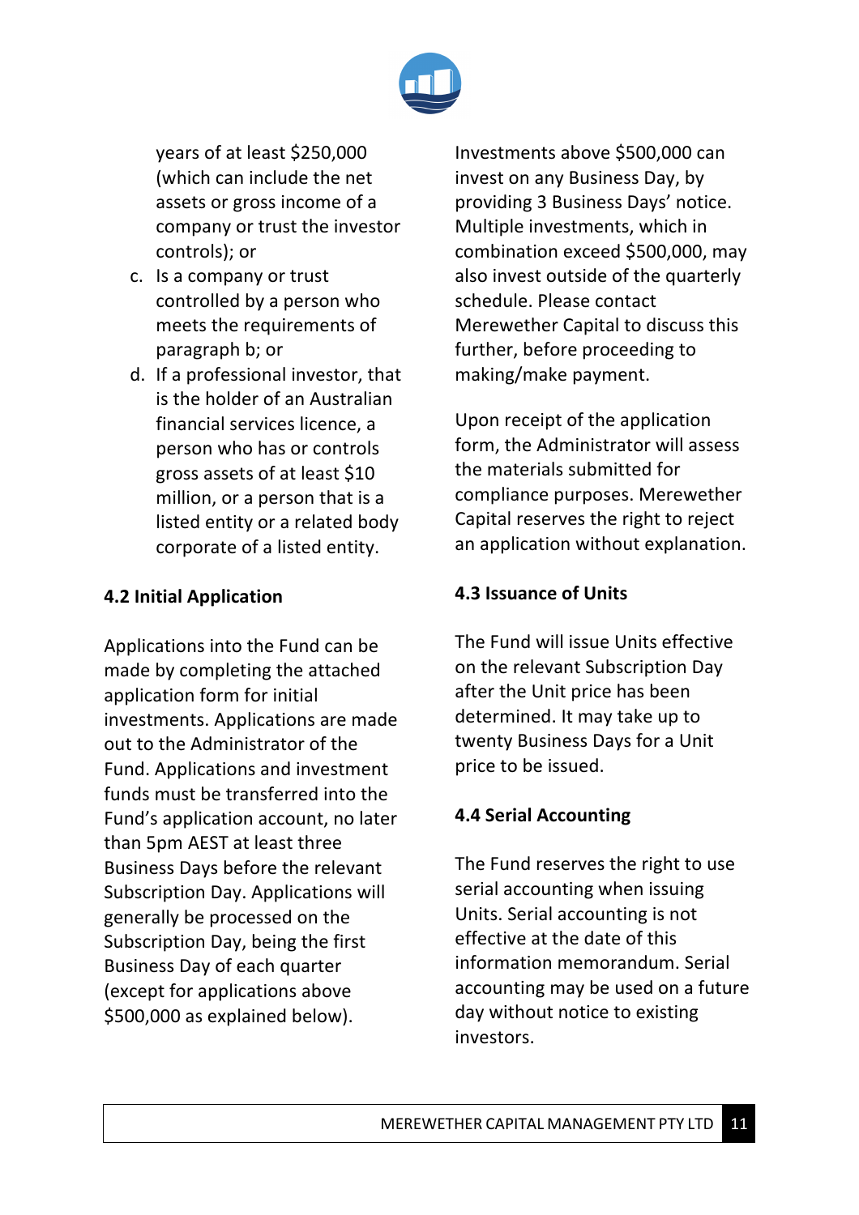years of at least $250,000 (which can include the net assets or gross income of a company or trust the investor controls); or

c. Is a company or trust controlled by a person who meets the requirements of paragraph b; or
d. If a professional investor, that is the holder of an Australian financial services licence, a person who has or controls gross assets of at least $10 million, or a person that is a listed entity or a related body corporate of a listed entity.

**4.2 Initial Application**

Applications into the Fund can be made by completing the attached application form for initial investments. Applications are made out to the Administrator of the Fund. Applications and investment funds must be transferred into the Fund's application account, no later than 5pm AEST at least three Business Days before the relevant Subscription Day. Applications will generally be processed on the Subscription Day, being the first Business Day of each quarter (except for applications above $500,000 as explained below).

Investments above $500,000 can invest on any Business Day, by providing 3 Business Days' notice. Multiple investments, which in combination exceed $500,000, may also invest outside of the quarterly schedule. Please contact Merewether Capital to discuss this further, before proceeding to making/make payment.

Upon receipt of the application form, the Administrator will assess the materials submitted for compliance purposes. Merewether Capital reserves the right to reject an application without explanation.

**4.3 Issuance of Units**

The Fund will issue Units effective on the relevant Subscription Day after the Unit price has been determined. It may take up to twenty Business Days for a Unit price to be issued.

**4.4 Serial Accounting**

The Fund reserves the right to use serial accounting when issuing Units. Serial accounting is not effective at the date of this information memorandum. Serial accounting may be used on a future day without notice to existing investors.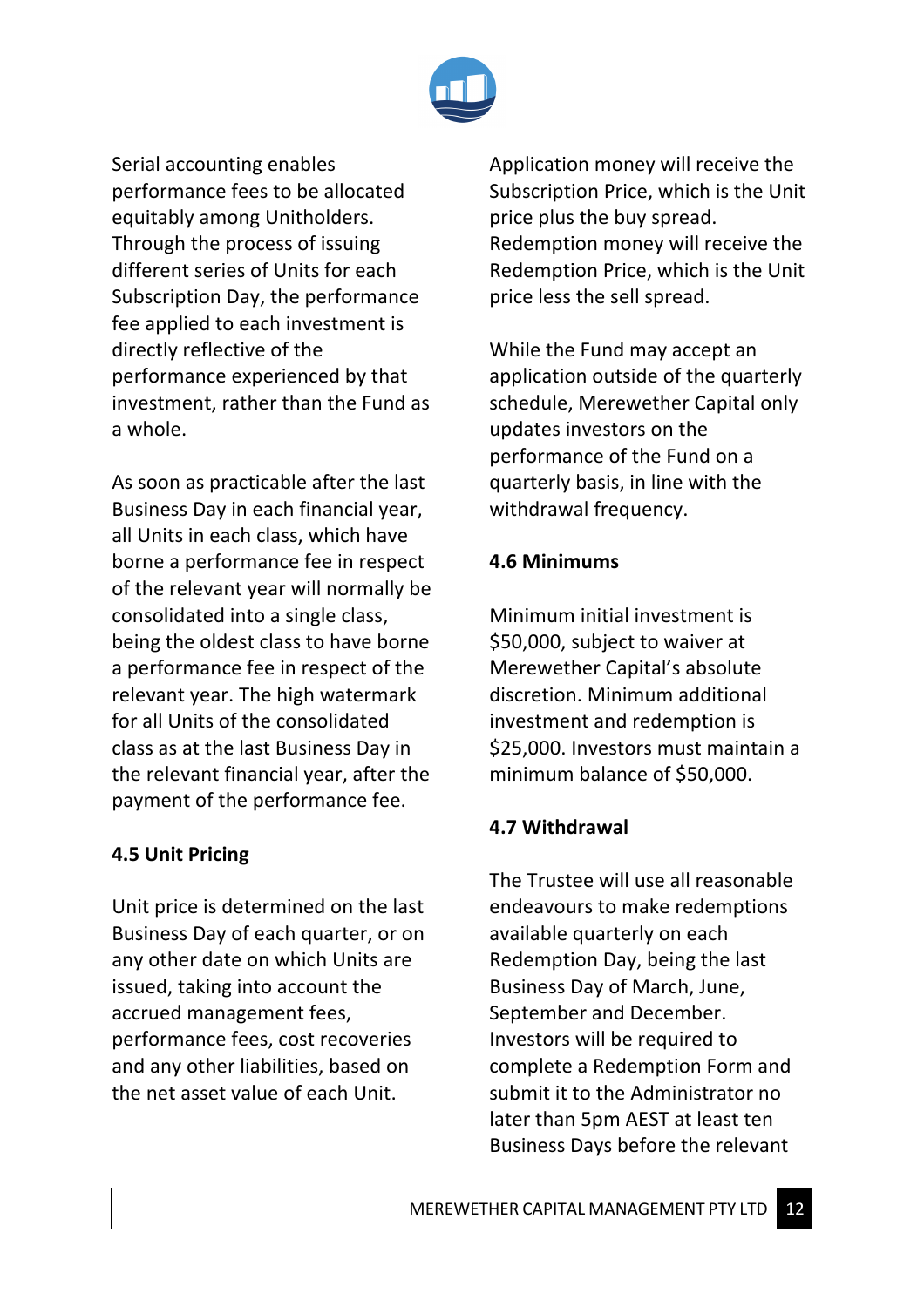Serial accounting enables performance fees to be allocated equitably among Unitholders. Through the process of issuing different series of Units for each Subscription Day, the performance fee applied to each investment is directly reflective of the performance experienced by that investment, rather than the Fund as a whole.

As soon as practicable after the last Business Day in each financial year, all Units in each class, which have borne a performance fee in respect of the relevant year will normally be consolidated into a single class, being the oldest class to have borne a performance fee in respect of the relevant year. The high watermark for all Units of the consolidated class as at the last Business Day in the relevant financial year, after the payment of the performance fee.

### 4.5 Unit Pricing

Unit price is determined on the last Business Day of each quarter, or on any other date on which Units are issued, taking into account the accrued management fees, performance fees, cost recoveries and any other liabilities, based on the net asset value of each Unit.

Application money will receive the Subscription Price, which is the Unit price plus the buy spread. Redemption money will receive the Redemption Price, which is the Unit price less the sell spread.

While the Fund may accept an application outside of the quarterly schedule, Merewether Capital only updates investors on the performance of the Fund on a quarterly basis, in line with the withdrawal frequency.

### 4.6 Minimums

Minimum initial investment is $50,000, subject to waiver at Merewether Capital's absolute discretion. Minimum additional investment and redemption is $25,000. Investors must maintain a minimum balance of $50,000.

### 4.7 Withdrawal

The Trustee will use all reasonable endeavours to make redemptions available quarterly on each Redemption Day, being the last Business Day of March, June, September and December. Investors will be required to complete a Redemption Form and submit it to the Administrator no later than 5pm AEST at least ten Business Days before the relevant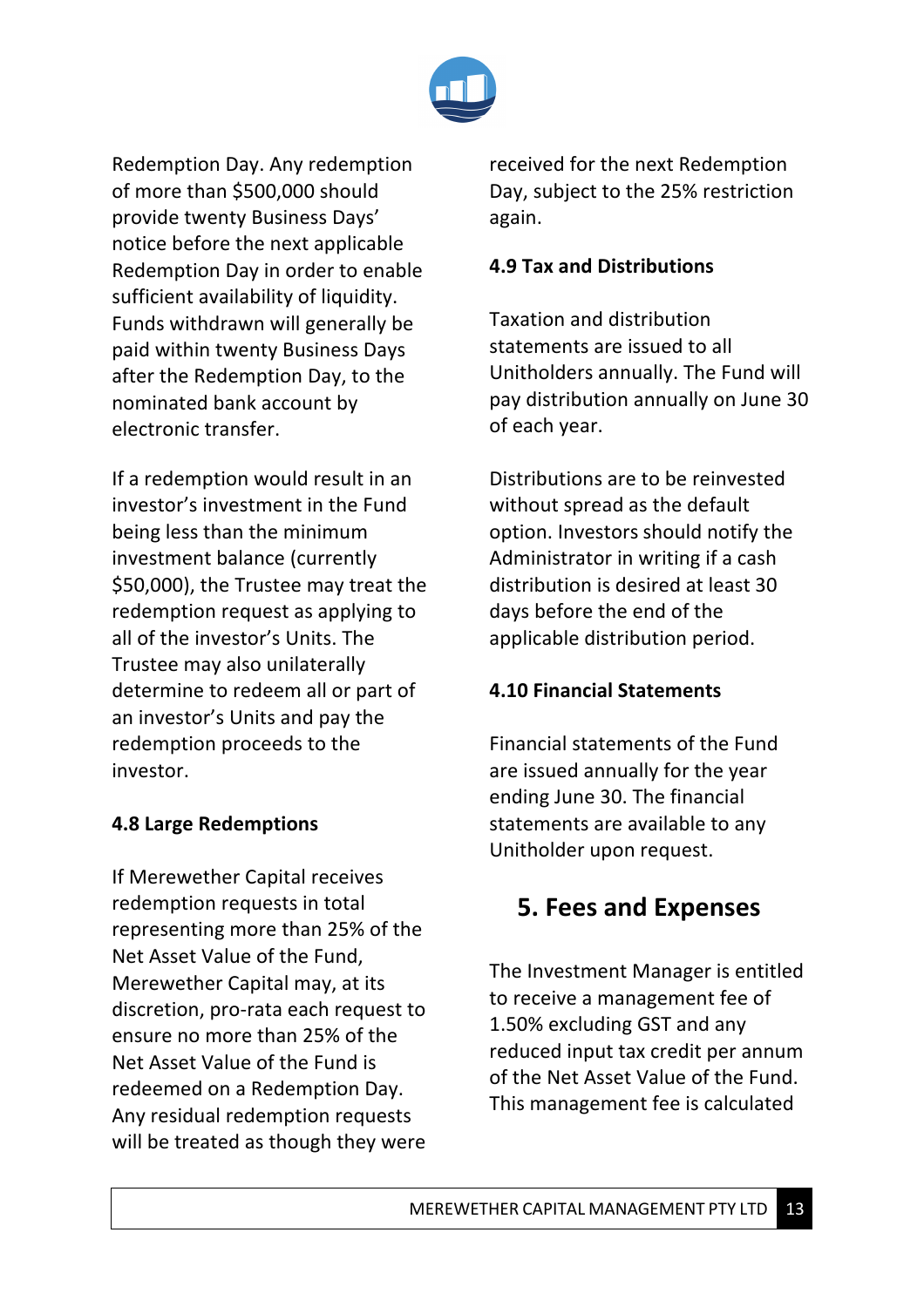Redemption Day. Any redemption of more than $500,000 should provide twenty Business Days' notice before the next applicable Redemption Day in order to enable sufficient availability of liquidity. Funds withdrawn will generally be paid within twenty Business Days after the Redemption Day, to the nominated bank account by electronic transfer.

If a redemption would result in an investor's investment in the Fund being less than the minimum investment balance (currently $50,000), the Trustee may treat the redemption request as applying to all of the investor's Units. The Trustee may also unilaterally determine to redeem all or part of an investor's Units and pay the redemption proceeds to the investor.

### 4.8 Large Redemptions

If Merewether Capital receives redemption requests in total representing more than 25% of the Net Asset Value of the Fund, Merewether Capital may, at its discretion, pro-rata each request to ensure no more than 25% of the Net Asset Value of the Fund is redeemed on a Redemption Day. Any residual redemption requests will be treated as though they were received for the next Redemption Day, subject to the 25% restriction again.

### 4.9 Tax and Distributions

Taxation and distribution statements are issued to all Unitholders annually. The Fund will pay distribution annually on June 30 of each year.

Distributions are to be reinvested without spread as the default option. Investors should notify the Administrator in writing if a cash distribution is desired at least 30 days before the end of the applicable distribution period.

### 4.10 Financial Statements

Financial statements of the Fund are issued annually for the year ending June 30. The financial statements are available to any Unitholder upon request.

## 5. Fees and Expenses

The Investment Manager is entitled to receive a management fee of 1.50% excluding GST and any reduced input tax credit per annum of the Net Asset Value of the Fund. This management fee is calculated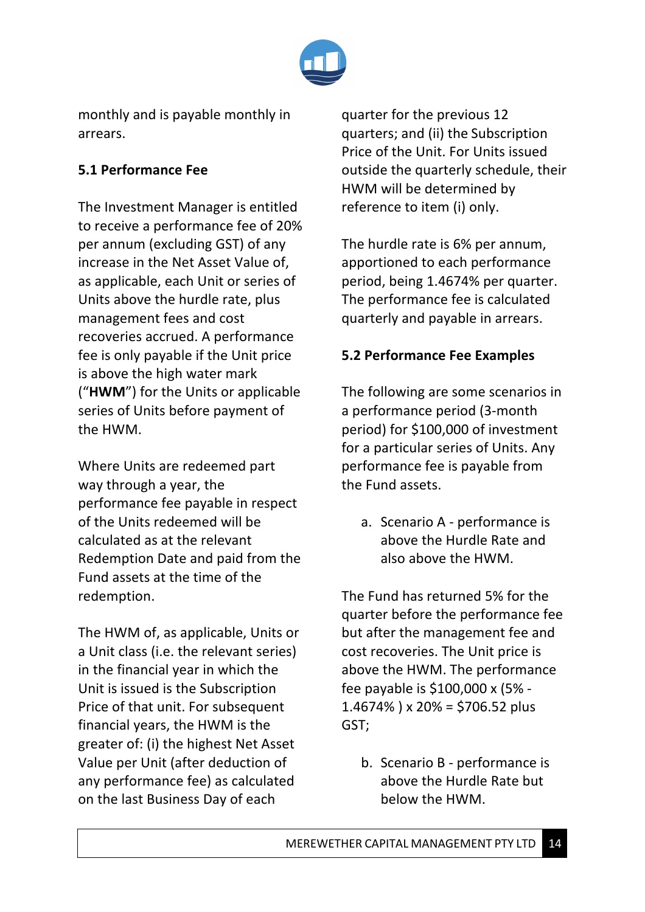monthly and is payable monthly in arrears.

### 5.1 Performance Fee

The Investment Manager is entitled to receive a performance fee of 20% per annum (excluding GST) of any increase in the Net Asset Value of, as applicable, each Unit or series of Units above the hurdle rate, plus management fees and cost recoveries accrued. A performance fee is only payable if the Unit price is above the high water mark ("**HWM**") for the Units or applicable series of Units before payment of the HWM.

Where Units are redeemed part way through a year, the performance fee payable in respect of the Units redeemed will be calculated as at the relevant Redemption Date and paid from the Fund assets at the time of the redemption.

The HWM of, as applicable, Units or a Unit class (i.e. the relevant series) in the financial year in which the Unit is issued is the Subscription Price of that unit. For subsequent financial years, the HWM is the greater of: (i) the highest Net Asset Value per Unit (after deduction of any performance fee) as calculated on the last Business Day of each quarter for the previous 12 quarters; and (ii) the Subscription Price of the Unit. For Units issued outside the quarterly schedule, their HWM will be determined by reference to item (i) only.

The hurdle rate is 6% per annum, apportioned to each performance period, being 1.4674% per quarter. The performance fee is calculated quarterly and payable in arrears.

### 5.2 Performance Fee Examples

The following are some scenarios in a performance period (3-month period) for $100,000 of investment for a particular series of Units. Any performance fee is payable from the Fund assets.

a. Scenario A - performance is above the Hurdle Rate and also above the HWM.

The Fund has returned 5% for the quarter before the performance fee but after the management fee and cost recoveries. The Unit price is above the HWM. The performance fee payable is $100,000 x (5% - 1.4674% ) x 20% = $706.52 plus GST;

b. Scenario B - performance is above the Hurdle Rate but below the HWM.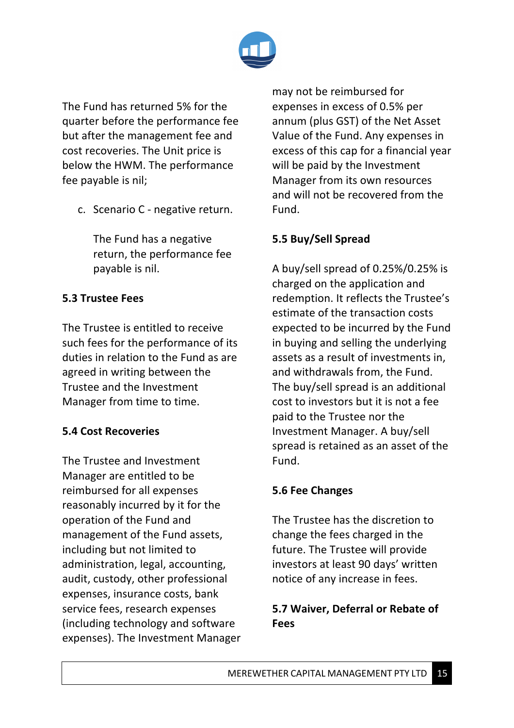The Fund has returned 5% for the quarter before the performance fee but after the management fee and cost recoveries. The Unit price is below the HWM. The performance fee payable is nil;

c. Scenario C - negative return.

   The Fund has a negative return, the performance fee payable is nil.

**5.3 Trustee Fees**

The Trustee is entitled to receive such fees for the performance of its duties in relation to the Fund as are agreed in writing between the Trustee and the Investment Manager from time to time.

**5.4 Cost Recoveries**

The Trustee and Investment Manager are entitled to be reimbursed for all expenses reasonably incurred by it for the operation of the Fund and management of the Fund assets, including but not limited to administration, legal, accounting, audit, custody, other professional expenses, insurance costs, bank service fees, research expenses (including technology and software expenses). The Investment Manager may not be reimbursed for expenses in excess of 0.5% per annum (plus GST) of the Net Asset Value of the Fund. Any expenses in excess of this cap for a financial year will be paid by the Investment Manager from its own resources and will not be recovered from the Fund.

**5.5 Buy/Sell Spread**

A buy/sell spread of 0.25%/0.25% is charged on the application and redemption. It reflects the Trustee's estimate of the transaction costs expected to be incurred by the Fund in buying and selling the underlying assets as a result of investments in, and withdrawals from, the Fund. The buy/sell spread is an additional cost to investors but it is not a fee paid to the Trustee nor the Investment Manager. A buy/sell spread is retained as an asset of the Fund.

**5.6 Fee Changes**

The Trustee has the discretion to change the fees charged in the future. The Trustee will provide investors at least 90 days' written notice of any increase in fees.

**5.7 Waiver, Deferral or Rebate of Fees**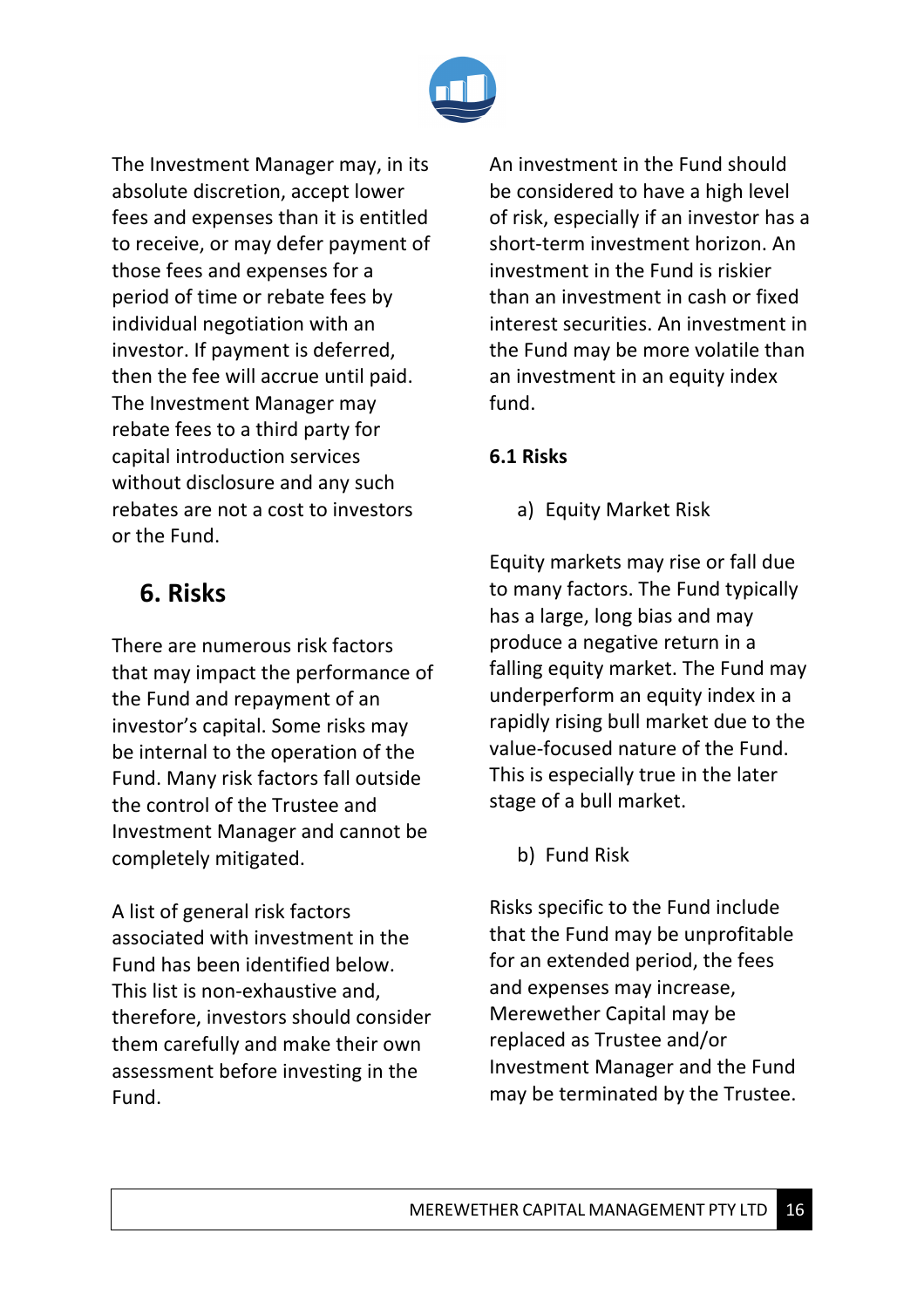The Investment Manager may, in its absolute discretion, accept lower fees and expenses than it is entitled to receive, or may defer payment of those fees and expenses for a period of time or rebate fees by individual negotiation with an investor. If payment is deferred, then the fee will accrue until paid. The Investment Manager may rebate fees to a third party for capital introduction services without disclosure and any such rebates are not a cost to investors or the Fund.

## 6. Risks

There are numerous risk factors that may impact the performance of the Fund and repayment of an investor's capital. Some risks may be internal to the operation of the Fund. Many risk factors fall outside the control of the Trustee and Investment Manager and cannot be completely mitigated.

A list of general risk factors associated with investment in the Fund has been identified below. This list is non-exhaustive and, therefore, investors should consider them carefully and make their own assessment before investing in the Fund.

An investment in the Fund should be considered to have a high level of risk, especially if an investor has a short-term investment horizon. An investment in the Fund is riskier than an investment in cash or fixed interest securities. An investment in the Fund may be more volatile than an investment in an equity index fund.

### 6.1 Risks

a) Equity Market Risk

Equity markets may rise or fall due to many factors. The Fund typically has a large, long bias and may produce a negative return in a falling equity market. The Fund may underperform an equity index in a rapidly rising bull market due to the value-focused nature of the Fund. This is especially true in the later stage of a bull market.

b) Fund Risk

Risks specific to the Fund include that the Fund may be unprofitable for an extended period, the fees and expenses may increase, Merewether Capital may be replaced as Trustee and/or Investment Manager and the Fund may be terminated by the Trustee.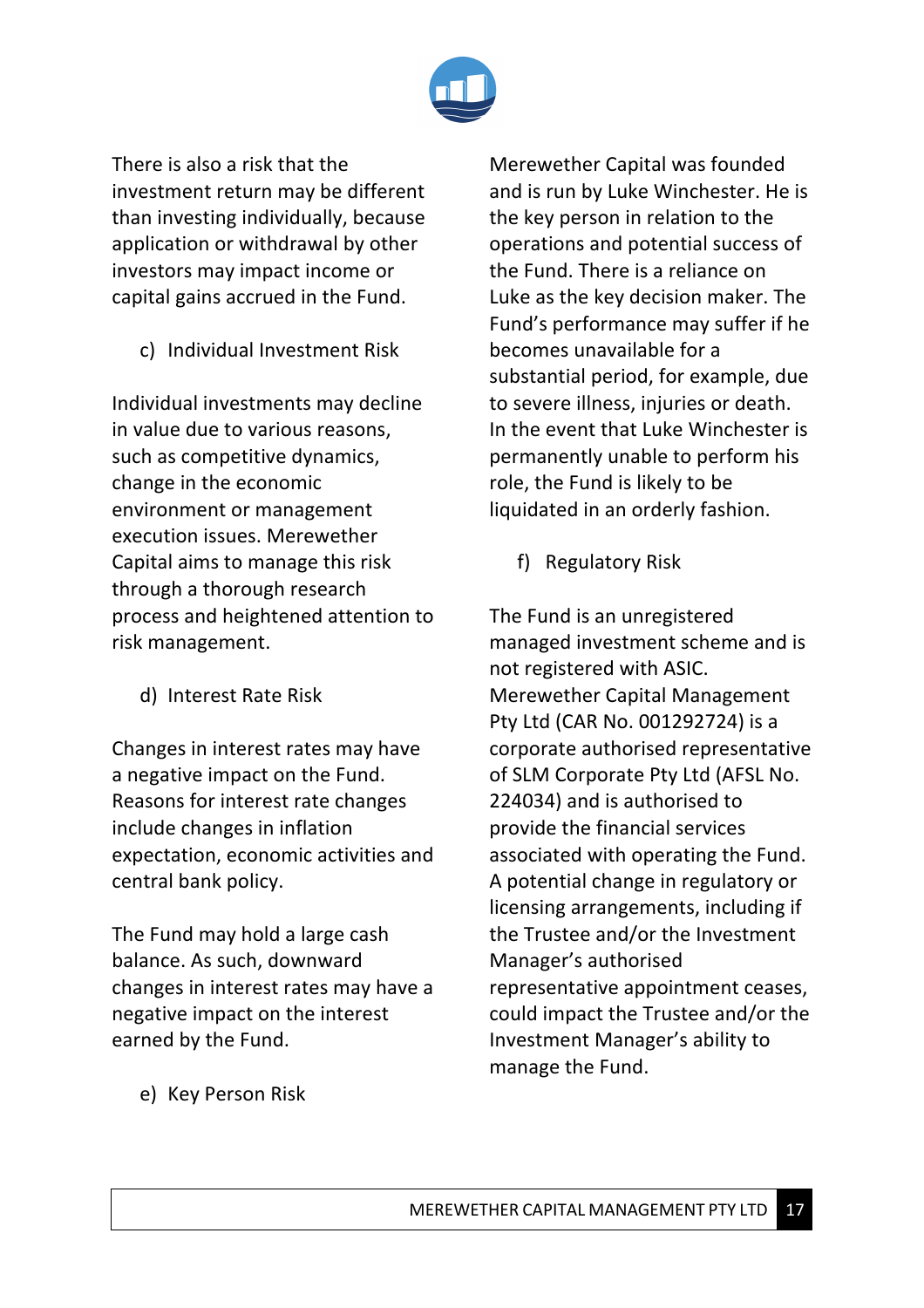There is also a risk that the investment return may be different than investing individually, because application or withdrawal by other investors may impact income or capital gains accrued in the Fund.

c) Individual Investment Risk

Individual investments may decline in value due to various reasons, such as competitive dynamics, change in the economic environment or management execution issues. Merewether Capital aims to manage this risk through a thorough research process and heightened attention to risk management.

d) Interest Rate Risk

Changes in interest rates may have a negative impact on the Fund. Reasons for interest rate changes include changes in inflation expectation, economic activities and central bank policy.

The Fund may hold a large cash balance. As such, downward changes in interest rates may have a negative impact on the interest earned by the Fund.

e) Key Person Risk

Merewether Capital was founded and is run by Luke Winchester. He is the key person in relation to the operations and potential success of the Fund. There is a reliance on Luke as the key decision maker. The Fund's performance may suffer if he becomes unavailable for a substantial period, for example, due to severe illness, injuries or death. In the event that Luke Winchester is permanently unable to perform his role, the Fund is likely to be liquidated in an orderly fashion.

f) Regulatory Risk

The Fund is an unregistered managed investment scheme and is not registered with ASIC. Merewether Capital Management Pty Ltd (CAR No. 001292724) is a corporate authorised representative of SLM Corporate Pty Ltd (AFSL No. 224034) and is authorised to provide the financial services associated with operating the Fund. A potential change in regulatory or licensing arrangements, including if the Trustee and/or the Investment Manager's authorised representative appointment ceases, could impact the Trustee and/or the Investment Manager's ability to manage the Fund.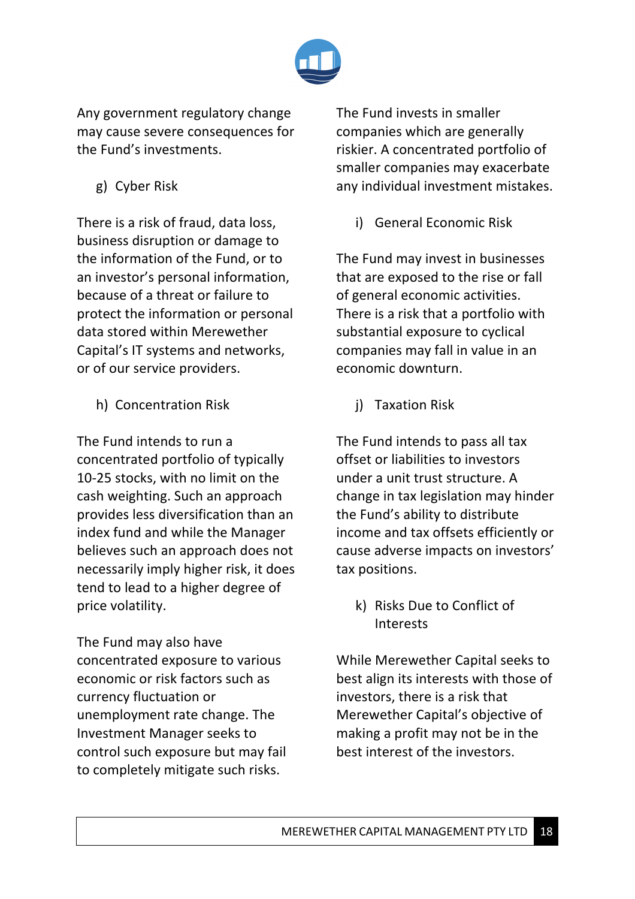Any government regulatory change may cause severe consequences for the Fund's investments.

g) Cyber Risk

There is a risk of fraud, data loss, business disruption or damage to the information of the Fund, or to an investor's personal information, because of a threat or failure to protect the information or personal data stored within Merewether Capital's IT systems and networks, or of our service providers.

h) Concentration Risk

The Fund intends to run a concentrated portfolio of typically 10-25 stocks, with no limit on the cash weighting. Such an approach provides less diversification than an index fund and while the Manager believes such an approach does not necessarily imply higher risk, it does tend to lead to a higher degree of price volatility.

The Fund may also have concentrated exposure to various economic or risk factors such as currency fluctuation or unemployment rate change. The Investment Manager seeks to control such exposure but may fail to completely mitigate such risks.

The Fund invests in smaller companies which are generally riskier. A concentrated portfolio of smaller companies may exacerbate any individual investment mistakes.

i) General Economic Risk

The Fund may invest in businesses that are exposed to the rise or fall of general economic activities. There is a risk that a portfolio with substantial exposure to cyclical companies may fall in value in an economic downturn.

j) Taxation Risk

The Fund intends to pass all tax offset or liabilities to investors under a unit trust structure. A change in tax legislation may hinder the Fund's ability to distribute income and tax offsets efficiently or cause adverse impacts on investors' tax positions.

k) Risks Due to Conflict of Interests

While Merewether Capital seeks to best align its interests with those of investors, there is a risk that Merewether Capital's objective of making a profit may not be in the best interest of the investors.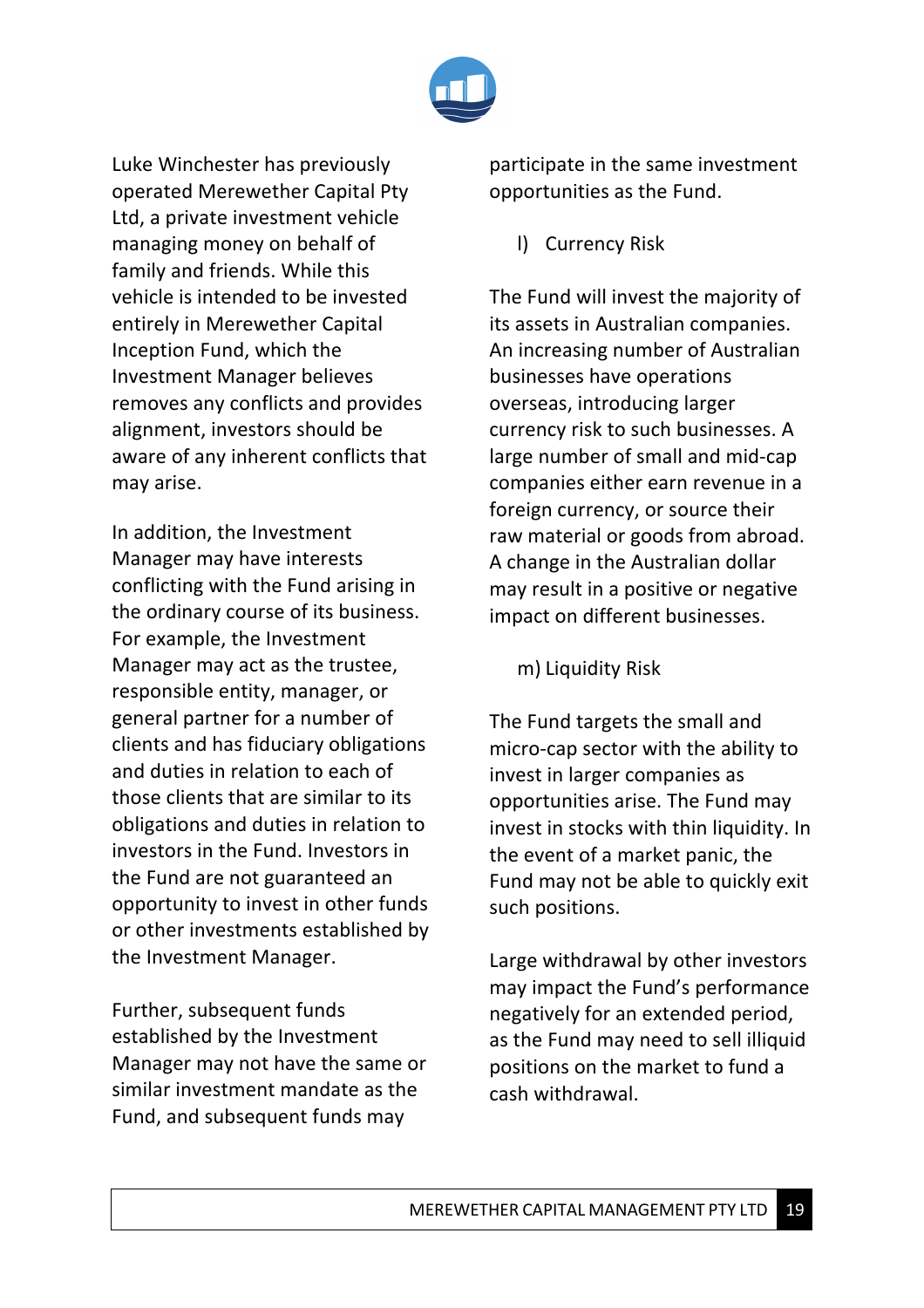Luke Winchester has previously operated Merewether Capital Pty Ltd, a private investment vehicle managing money on behalf of family and friends. While this vehicle is intended to be invested entirely in Merewether Capital Inception Fund, which the Investment Manager believes removes any conflicts and provides alignment, investors should be aware of any inherent conflicts that may arise.

In addition, the Investment Manager may have interests conflicting with the Fund arising in the ordinary course of its business. For example, the Investment Manager may act as the trustee, responsible entity, manager, or general partner for a number of clients and has fiduciary obligations and duties in relation to each of those clients that are similar to its obligations and duties in relation to investors in the Fund. Investors in the Fund are not guaranteed an opportunity to invest in other funds or other investments established by the Investment Manager.

Further, subsequent funds established by the Investment Manager may not have the same or similar investment mandate as the Fund, and subsequent funds may participate in the same investment opportunities as the Fund.

l) Currency Risk

The Fund will invest the majority of its assets in Australian companies. An increasing number of Australian businesses have operations overseas, introducing larger currency risk to such businesses. A large number of small and mid-cap companies either earn revenue in a foreign currency, or source their raw material or goods from abroad. A change in the Australian dollar may result in a positive or negative impact on different businesses.

m) Liquidity Risk

The Fund targets the small and micro-cap sector with the ability to invest in larger companies as opportunities arise. The Fund may invest in stocks with thin liquidity. In the event of a market panic, the Fund may not be able to quickly exit such positions.

Large withdrawal by other investors may impact the Fund's performance negatively for an extended period, as the Fund may need to sell illiquid positions on the market to fund a cash withdrawal.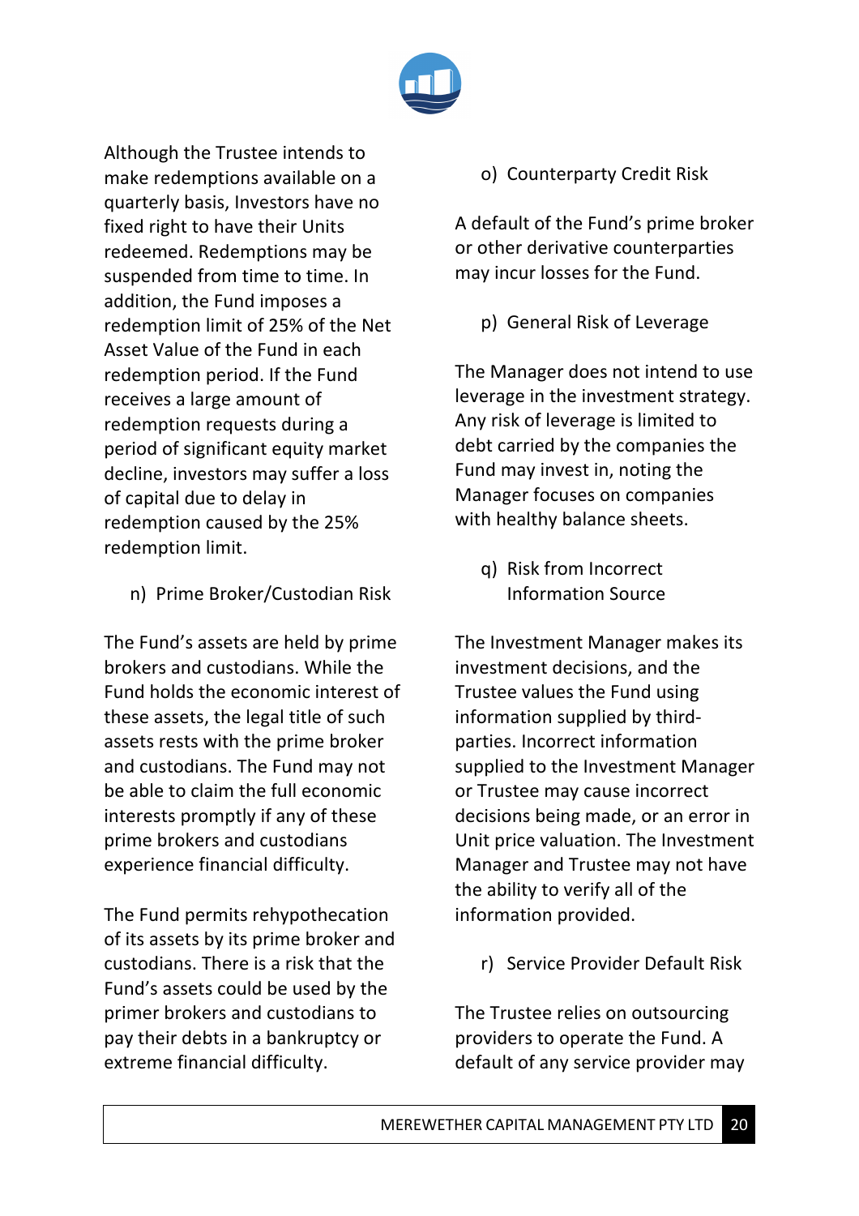Although the Trustee intends to make redemptions available on a quarterly basis, Investors have no fixed right to have their Units redeemed. Redemptions may be suspended from time to time. In addition, the Fund imposes a redemption limit of 25% of the Net Asset Value of the Fund in each redemption period. If the Fund receives a large amount of redemption requests during a period of significant equity market decline, investors may suffer a loss of capital due to delay in redemption caused by the 25% redemption limit.

n) Prime Broker/Custodian Risk

The Fund's assets are held by prime brokers and custodians. While the Fund holds the economic interest of these assets, the legal title of such assets rests with the prime broker and custodians. The Fund may not be able to claim the full economic interests promptly if any of these prime brokers and custodians experience financial difficulty.

The Fund permits rehypothecation of its assets by its prime broker and custodians. There is a risk that the Fund's assets could be used by the primer brokers and custodians to pay their debts in a bankruptcy or extreme financial difficulty.

o) Counterparty Credit Risk

A default of the Fund's prime broker or other derivative counterparties may incur losses for the Fund.

p) General Risk of Leverage

The Manager does not intend to use leverage in the investment strategy. Any risk of leverage is limited to debt carried by the companies the Fund may invest in, noting the Manager focuses on companies with healthy balance sheets.

q) Risk from Incorrect Information Source

The Investment Manager makes its investment decisions, and the Trustee values the Fund using information supplied by third-parties. Incorrect information supplied to the Investment Manager or Trustee may cause incorrect decisions being made, or an error in Unit price valuation. The Investment Manager and Trustee may not have the ability to verify all of the information provided.

r) Service Provider Default Risk

The Trustee relies on outsourcing providers to operate the Fund. A default of any service provider may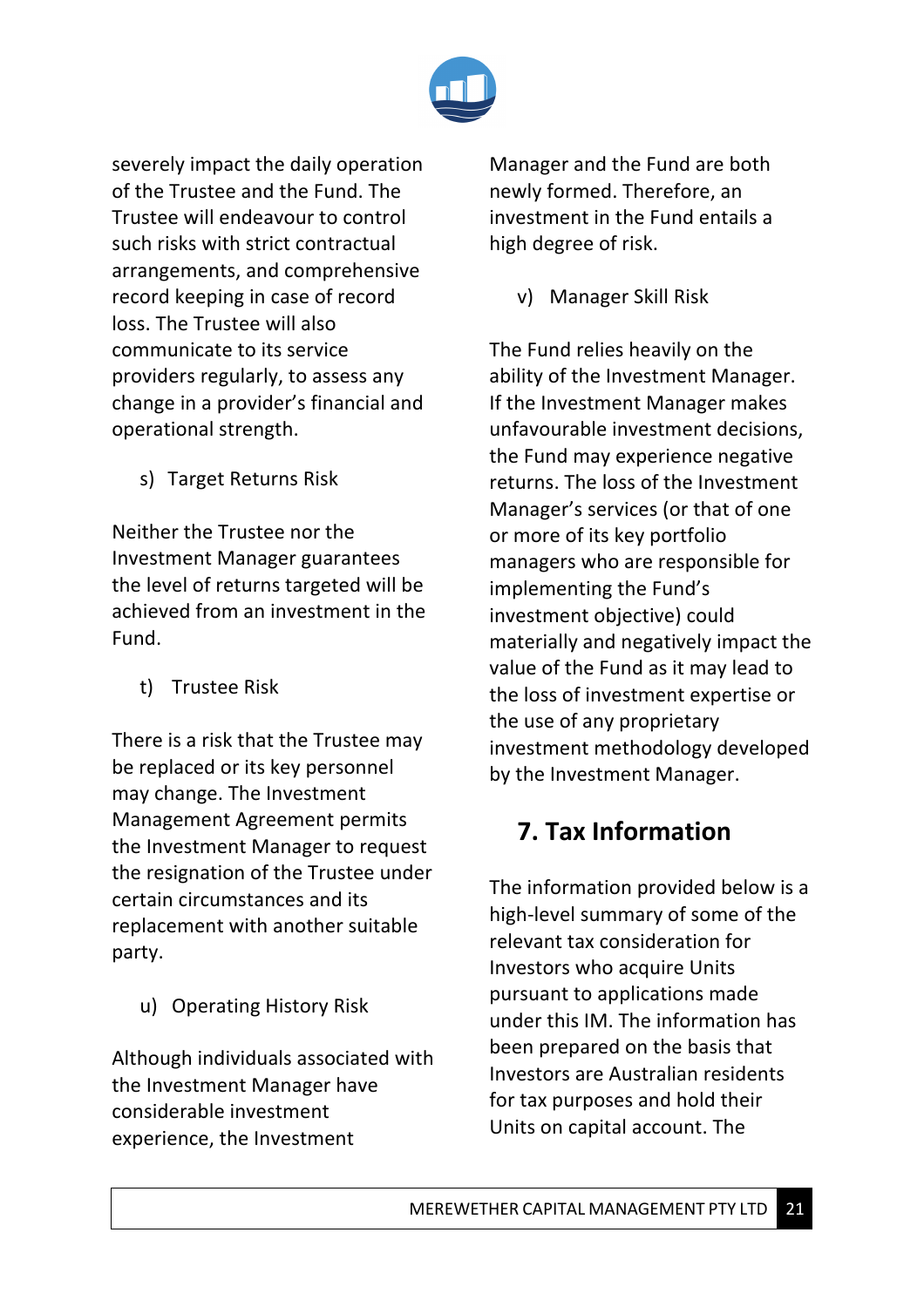severely impact the daily operation of the Trustee and the Fund. The Trustee will endeavour to control such risks with strict contractual arrangements, and comprehensive record keeping in case of record loss. The Trustee will also communicate to its service providers regularly, to assess any change in a provider's financial and operational strength.

s) Target Returns Risk

Neither the Trustee nor the Investment Manager guarantees the level of returns targeted will be achieved from an investment in the Fund.

t) Trustee Risk

There is a risk that the Trustee may be replaced or its key personnel may change. The Investment Management Agreement permits the Investment Manager to request the resignation of the Trustee under certain circumstances and its replacement with another suitable party.

u) Operating History Risk

Although individuals associated with the Investment Manager have considerable investment experience, the Investment Manager and the Fund are both newly formed. Therefore, an investment in the Fund entails a high degree of risk.

v) Manager Skill Risk

The Fund relies heavily on the ability of the Investment Manager. If the Investment Manager makes unfavourable investment decisions, the Fund may experience negative returns. The loss of the Investment Manager's services (or that of one or more of its key portfolio managers who are responsible for implementing the Fund's investment objective) could materially and negatively impact the value of the Fund as it may lead to the loss of investment expertise or the use of any proprietary investment methodology developed by the Investment Manager.

## 7. Tax Information

The information provided below is a high-level summary of some of the relevant tax consideration for Investors who acquire Units pursuant to applications made under this IM. The information has been prepared on the basis that Investors are Australian residents for tax purposes and hold their Units on capital account. The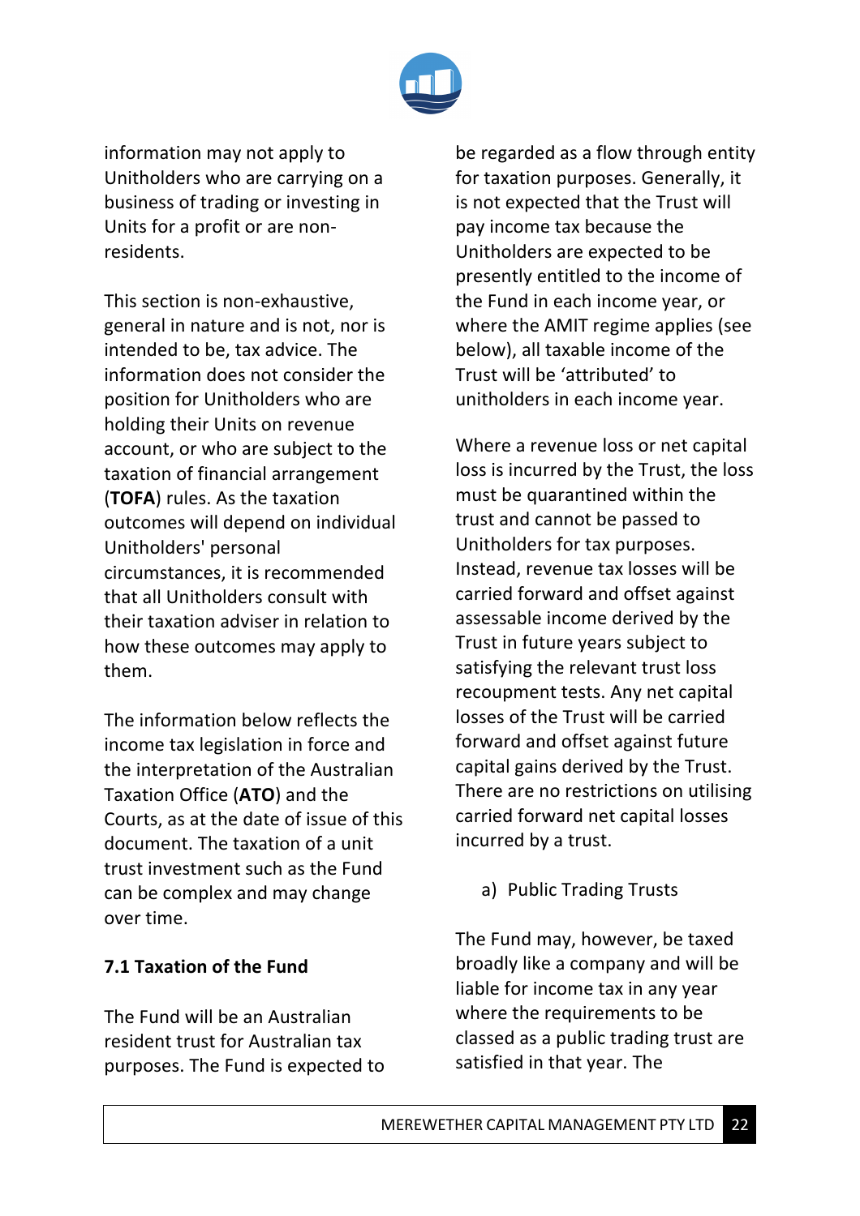information may not apply to Unitholders who are carrying on a business of trading or investing in Units for a profit or are non-residents.

This section is non-exhaustive, general in nature and is not, nor is intended to be, tax advice. The information does not consider the position for Unitholders who are holding their Units on revenue account, or who are subject to the taxation of financial arrangement (**TOFA**) rules. As the taxation outcomes will depend on individual Unitholders' personal circumstances, it is recommended that all Unitholders consult with their taxation adviser in relation to how these outcomes may apply to them.

The information below reflects the income tax legislation in force and the interpretation of the Australian Taxation Office (**ATO**) and the Courts, as at the date of issue of this document. The taxation of a unit trust investment such as the Fund can be complex and may change over time.

## 7.1 Taxation of the Fund

The Fund will be an Australian resident trust for Australian tax purposes. The Fund is expected to be regarded as a flow through entity for taxation purposes. Generally, it is not expected that the Trust will pay income tax because the Unitholders are expected to be presently entitled to the income of the Fund in each income year, or where the AMIT regime applies (see below), all taxable income of the Trust will be 'attributed' to unitholders in each income year.

Where a revenue loss or net capital loss is incurred by the Trust, the loss must be quarantined within the trust and cannot be passed to Unitholders for tax purposes. Instead, revenue tax losses will be carried forward and offset against assessable income derived by the Trust in future years subject to satisfying the relevant trust loss recoupment tests. Any net capital losses of the Trust will be carried forward and offset against future capital gains derived by the Trust. There are no restrictions on utilising carried forward net capital losses incurred by a trust.

a) Public Trading Trusts

The Fund may, however, be taxed broadly like a company and will be liable for income tax in any year where the requirements to be classed as a public trading trust are satisfied in that year. The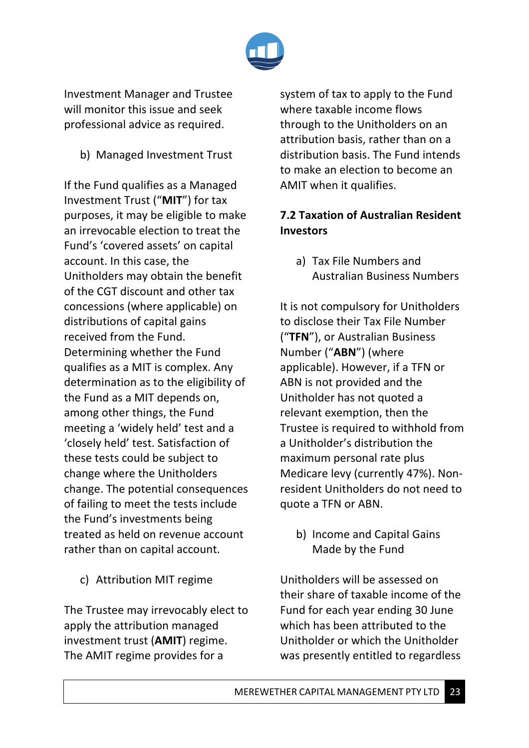Investment Manager and Trustee will monitor this issue and seek professional advice as required.

b) Managed Investment Trust

If the Fund qualifies as a Managed Investment Trust ("**MIT**") for tax purposes, it may be eligible to make an irrevocable election to treat the Fund's 'covered assets' on capital account. In this case, the Unitholders may obtain the benefit of the CGT discount and other tax concessions (where applicable) on distributions of capital gains received from the Fund. Determining whether the Fund qualifies as a MIT is complex. Any determination as to the eligibility of the Fund as a MIT depends on, among other things, the Fund meeting a 'widely held' test and a 'closely held' test. Satisfaction of these tests could be subject to change where the Unitholders change. The potential consequences of failing to meet the tests include the Fund's investments being treated as held on revenue account rather than on capital account.

c) Attribution MIT regime

The Trustee may irrevocably elect to apply the attribution managed investment trust (**AMIT**) regime. The AMIT regime provides for a system of tax to apply to the Fund where taxable income flows through to the Unitholders on an attribution basis, rather than on a distribution basis. The Fund intends to make an election to become an AMIT when it qualifies.

### 7.2 Taxation of Australian Resident Investors

a) Tax File Numbers and Australian Business Numbers

It is not compulsory for Unitholders to disclose their Tax File Number ("**TFN**"), or Australian Business Number ("**ABN**") (where applicable). However, if a TFN or ABN is not provided and the Unitholder has not quoted a relevant exemption, then the Trustee is required to withhold from a Unitholder's distribution the maximum personal rate plus Medicare levy (currently 47%). Non-resident Unitholders do not need to quote a TFN or ABN.

b) Income and Capital Gains Made by the Fund

Unitholders will be assessed on their share of taxable income of the Fund for each year ending 30 June which has been attributed to the Unitholder or which the Unitholder was presently entitled to regardless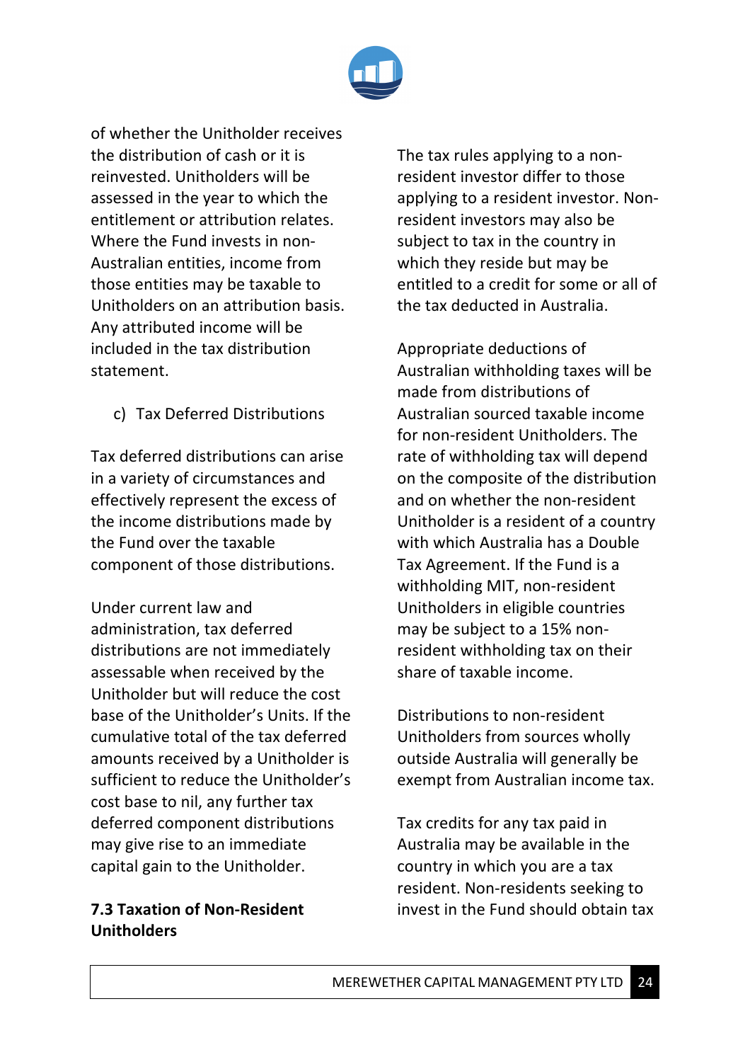of whether the Unitholder receives the distribution of cash or it is reinvested. Unitholders will be assessed in the year to which the entitlement or attribution relates. Where the Fund invests in non-Australian entities, income from those entities may be taxable to Unitholders on an attribution basis. Any attributed income will be included in the tax distribution statement.

c) Tax Deferred Distributions

Tax deferred distributions can arise in a variety of circumstances and effectively represent the excess of the income distributions made by the Fund over the taxable component of those distributions.

Under current law and administration, tax deferred distributions are not immediately assessable when received by the Unitholder but will reduce the cost base of the Unitholder's Units. If the cumulative total of the tax deferred amounts received by a Unitholder is sufficient to reduce the Unitholder's cost base to nil, any further tax deferred component distributions may give rise to an immediate capital gain to the Unitholder.

### 7.3 Taxation of Non-Resident Unitholders

The tax rules applying to a non-resident investor differ to those applying to a resident investor. Non-resident investors may also be subject to tax in the country in which they reside but may be entitled to a credit for some or all of the tax deducted in Australia.

Appropriate deductions of Australian withholding taxes will be made from distributions of Australian sourced taxable income for non-resident Unitholders. The rate of withholding tax will depend on the composite of the distribution and on whether the non-resident Unitholder is a resident of a country with which Australia has a Double Tax Agreement. If the Fund is a withholding MIT, non-resident Unitholders in eligible countries may be subject to a 15% non-resident withholding tax on their share of taxable income.

Distributions to non-resident Unitholders from sources wholly outside Australia will generally be exempt from Australian income tax.

Tax credits for any tax paid in Australia may be available in the country in which you are a tax resident. Non-residents seeking to invest in the Fund should obtain tax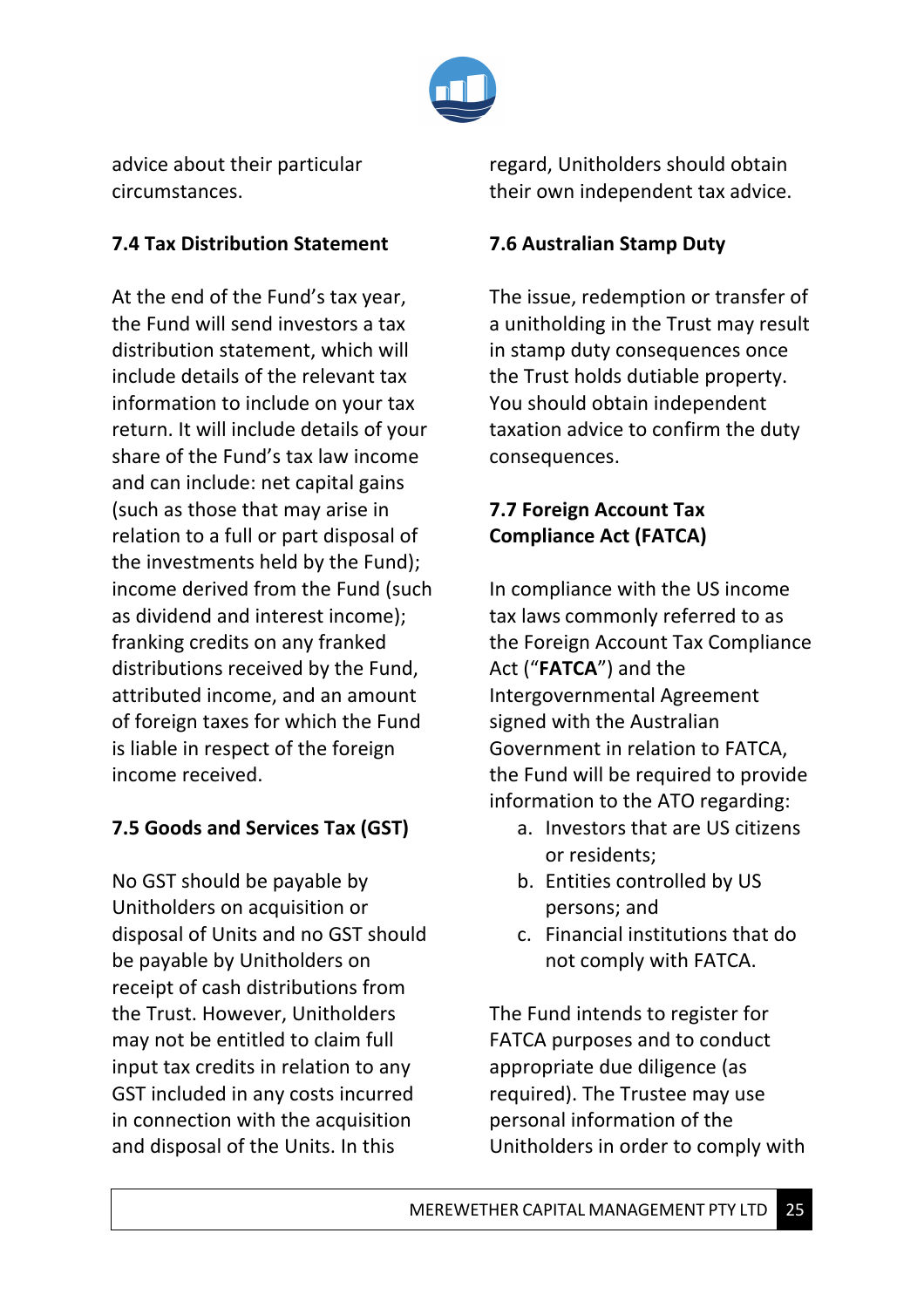advice about their particular circumstances.

### 7.4 Tax Distribution Statement

At the end of the Fund's tax year, the Fund will send investors a tax distribution statement, which will include details of the relevant tax information to include on your tax return. It will include details of your share of the Fund's tax law income and can include: net capital gains (such as those that may arise in relation to a full or part disposal of the investments held by the Fund); income derived from the Fund (such as dividend and interest income); franking credits on any franked distributions received by the Fund, attributed income, and an amount of foreign taxes for which the Fund is liable in respect of the foreign income received.

### 7.5 Goods and Services Tax (GST)

No GST should be payable by Unitholders on acquisition or disposal of Units and no GST should be payable by Unitholders on receipt of cash distributions from the Trust. However, Unitholders may not be entitled to claim full input tax credits in relation to any GST included in any costs incurred in connection with the acquisition and disposal of the Units. In this regard, Unitholders should obtain their own independent tax advice.

### 7.6 Australian Stamp Duty

The issue, redemption or transfer of a unitholding in the Trust may result in stamp duty consequences once the Trust holds dutiable property. You should obtain independent taxation advice to confirm the duty consequences.

### 7.7 Foreign Account Tax Compliance Act (FATCA)

In compliance with the US income tax laws commonly referred to as the Foreign Account Tax Compliance Act ("**FATCA**") and the Intergovernmental Agreement signed with the Australian Government in relation to FATCA, the Fund will be required to provide information to the ATO regarding:

a. Investors that are US citizens or residents;
b. Entities controlled by US persons; and
c. Financial institutions that do not comply with FATCA.

The Fund intends to register for FATCA purposes and to conduct appropriate due diligence (as required). The Trustee may use personal information of the Unitholders in order to comply with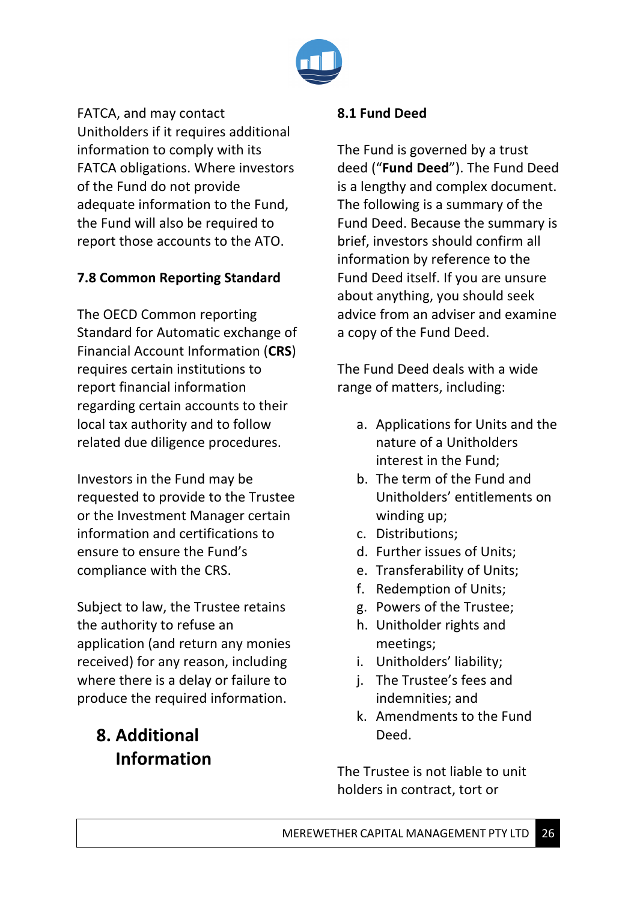FATCA, and may contact Unitholders if it requires additional information to comply with its FATCA obligations. Where investors of the Fund do not provide adequate information to the Fund, the Fund will also be required to report those accounts to the ATO.

### 7.8 Common Reporting Standard

The OECD Common reporting Standard for Automatic exchange of Financial Account Information (**CRS**) requires certain institutions to report financial information regarding certain accounts to their local tax authority and to follow related due diligence procedures.

Investors in the Fund may be requested to provide to the Trustee or the Investment Manager certain information and certifications to ensure to ensure the Fund's compliance with the CRS.

Subject to law, the Trustee retains the authority to refuse an application (and return any monies received) for any reason, including where there is a delay or failure to produce the required information.

## 8. Additional Information

### 8.1 Fund Deed

The Fund is governed by a trust deed ("**Fund Deed**"). The Fund Deed is a lengthy and complex document. The following is a summary of the Fund Deed. Because the summary is brief, investors should confirm all information by reference to the Fund Deed itself. If you are unsure about anything, you should seek advice from an adviser and examine a copy of the Fund Deed.

The Fund Deed deals with a wide range of matters, including:

a. Applications for Units and the nature of a Unitholders interest in the Fund;
b. The term of the Fund and Unitholders' entitlements on winding up;
c. Distributions;
d. Further issues of Units;
e. Transferability of Units;
f. Redemption of Units;
g. Powers of the Trustee;
h. Unitholder rights and meetings;
i. Unitholders' liability;
j. The Trustee's fees and indemnities; and
k. Amendments to the Fund Deed.

The Trustee is not liable to unit holders in contract, tort or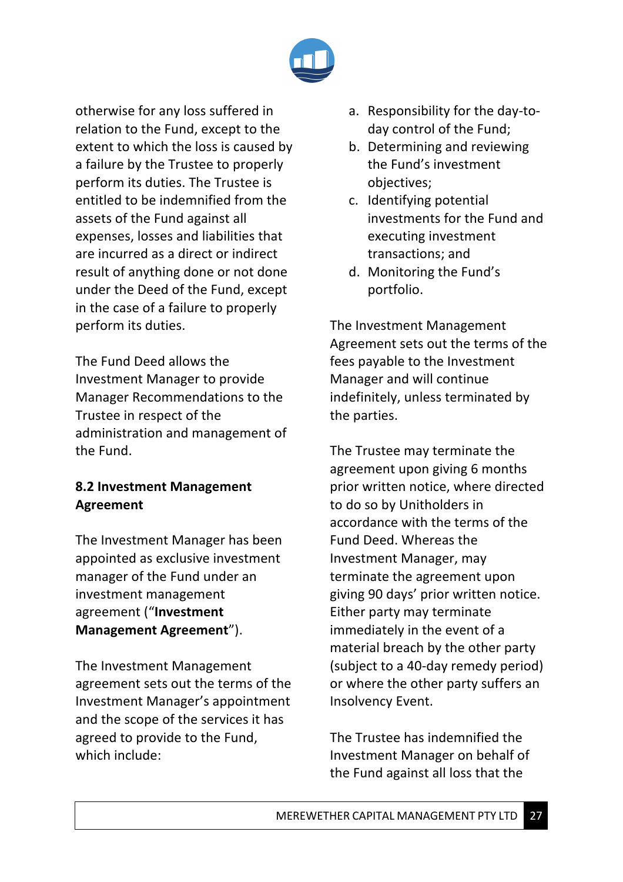otherwise for any loss suffered in relation to the Fund, except to the extent to which the loss is caused by a failure by the Trustee to properly perform its duties. The Trustee is entitled to be indemnified from the assets of the Fund against all expenses, losses and liabilities that are incurred as a direct or indirect result of anything done or not done under the Deed of the Fund, except in the case of a failure to properly perform its duties.

The Fund Deed allows the Investment Manager to provide Manager Recommendations to the Trustee in respect of the administration and management of the Fund.

**8.2 Investment Management Agreement**

The Investment Manager has been appointed as exclusive investment manager of the Fund under an investment management agreement ("**Investment Management Agreement**").

The Investment Management agreement sets out the terms of the Investment Manager's appointment and the scope of the services it has agreed to provide to the Fund, which include:

a. Responsibility for the day-to-day control of the Fund;
b. Determining and reviewing the Fund's investment objectives;
c. Identifying potential investments for the Fund and executing investment transactions; and
d. Monitoring the Fund's portfolio.

The Investment Management Agreement sets out the terms of the fees payable to the Investment Manager and will continue indefinitely, unless terminated by the parties.

The Trustee may terminate the agreement upon giving 6 months prior written notice, where directed to do so by Unitholders in accordance with the terms of the Fund Deed. Whereas the Investment Manager, may terminate the agreement upon giving 90 days' prior written notice. Either party may terminate immediately in the event of a material breach by the other party (subject to a 40-day remedy period) or where the other party suffers an Insolvency Event.

The Trustee has indemnified the Investment Manager on behalf of the Fund against all loss that the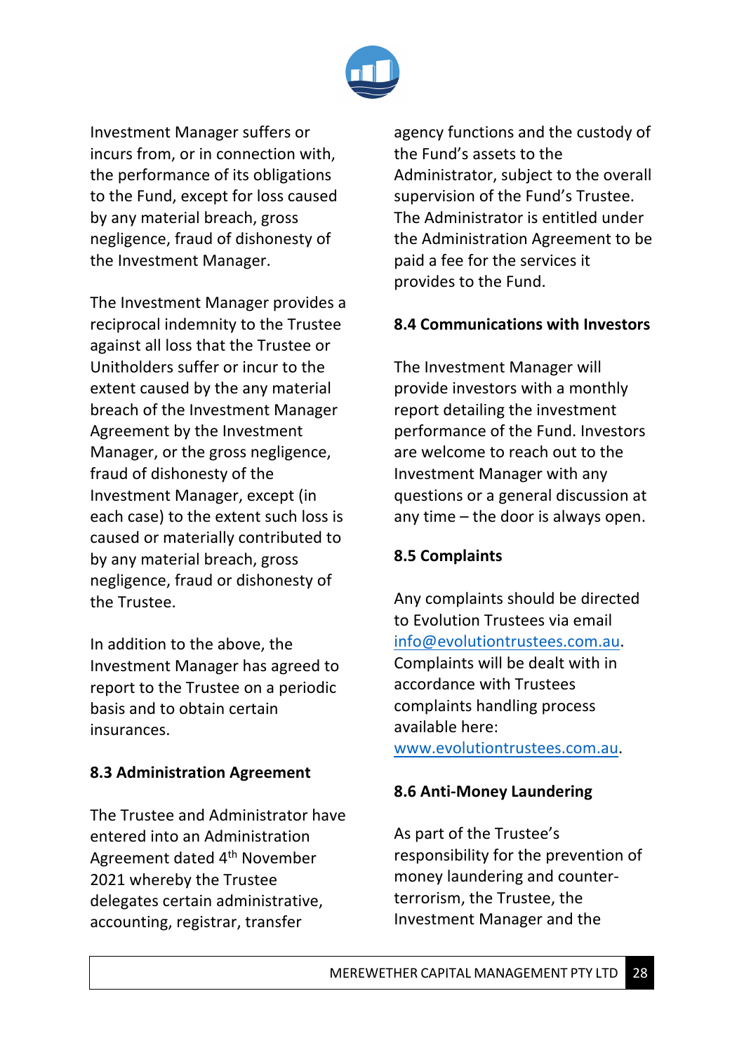Investment Manager suffers or incurs from, or in connection with, the performance of its obligations to the Fund, except for loss caused by any material breach, gross negligence, fraud of dishonesty of the Investment Manager.

The Investment Manager provides a reciprocal indemnity to the Trustee against all loss that the Trustee or Unitholders suffer or incur to the extent caused by the any material breach of the Investment Manager Agreement by the Investment Manager, or the gross negligence, fraud of dishonesty of the Investment Manager, except (in each case) to the extent such loss is caused or materially contributed to by any material breach, gross negligence, fraud or dishonesty of the Trustee.

In addition to the above, the Investment Manager has agreed to report to the Trustee on a periodic basis and to obtain certain insurances.

**8.3 Administration Agreement**

The Trustee and Administrator have entered into an Administration Agreement dated 4th November 2021 whereby the Trustee delegates certain administrative, accounting, registrar, transfer agency functions and the custody of the Fund's assets to the Administrator, subject to the overall supervision of the Fund's Trustee. The Administrator is entitled under the Administration Agreement to be paid a fee for the services it provides to the Fund.

**8.4 Communications with Investors**

The Investment Manager will provide investors with a monthly report detailing the investment performance of the Fund. Investors are welcome to reach out to the Investment Manager with any questions or a general discussion at any time – the door is always open.

**8.5 Complaints**

Any complaints should be directed to Evolution Trustees via email info@evolutiontrustees.com.au. Complaints will be dealt with in accordance with Trustees complaints handling process available here: www.evolutiontrustees.com.au.

**8.6 Anti-Money Laundering**

As part of the Trustee's responsibility for the prevention of money laundering and counter-terrorism, the Trustee, the Investment Manager and the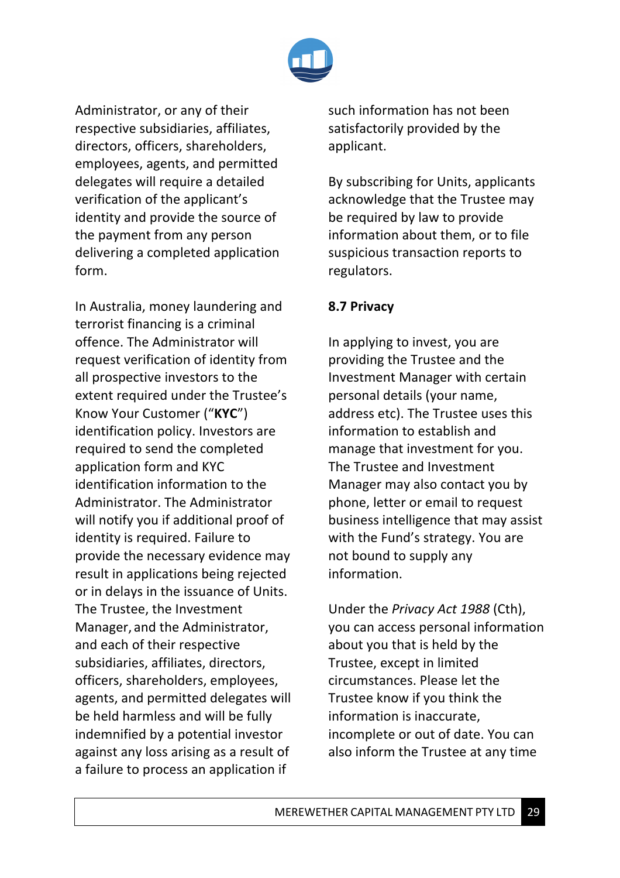Administrator, or any of their respective subsidiaries, affiliates, directors, officers, shareholders, employees, agents, and permitted delegates will require a detailed verification of the applicant's identity and provide the source of the payment from any person delivering a completed application form.

In Australia, money laundering and terrorist financing is a criminal offence. The Administrator will request verification of identity from all prospective investors to the extent required under the Trustee's Know Your Customer ("**KYC**") identification policy. Investors are required to send the completed application form and KYC identification information to the Administrator. The Administrator will notify you if additional proof of identity is required. Failure to provide the necessary evidence may result in applications being rejected or in delays in the issuance of Units. The Trustee, the Investment Manager, and the Administrator, and each of their respective subsidiaries, affiliates, directors, officers, shareholders, employees, agents, and permitted delegates will be held harmless and will be fully indemnified by a potential investor against any loss arising as a result of a failure to process an application if such information has not been satisfactorily provided by the applicant.

By subscribing for Units, applicants acknowledge that the Trustee may be required by law to provide information about them, or to file suspicious transaction reports to regulators.

### 8.7 Privacy

In applying to invest, you are providing the Trustee and the Investment Manager with certain personal details (your name, address etc). The Trustee uses this information to establish and manage that investment for you. The Trustee and Investment Manager may also contact you by phone, letter or email to request business intelligence that may assist with the Fund's strategy. You are not bound to supply any information.

Under the *Privacy Act 1988* (Cth), you can access personal information about you that is held by the Trustee, except in limited circumstances. Please let the Trustee know if you think the information is inaccurate, incomplete or out of date. You can also inform the Trustee at any time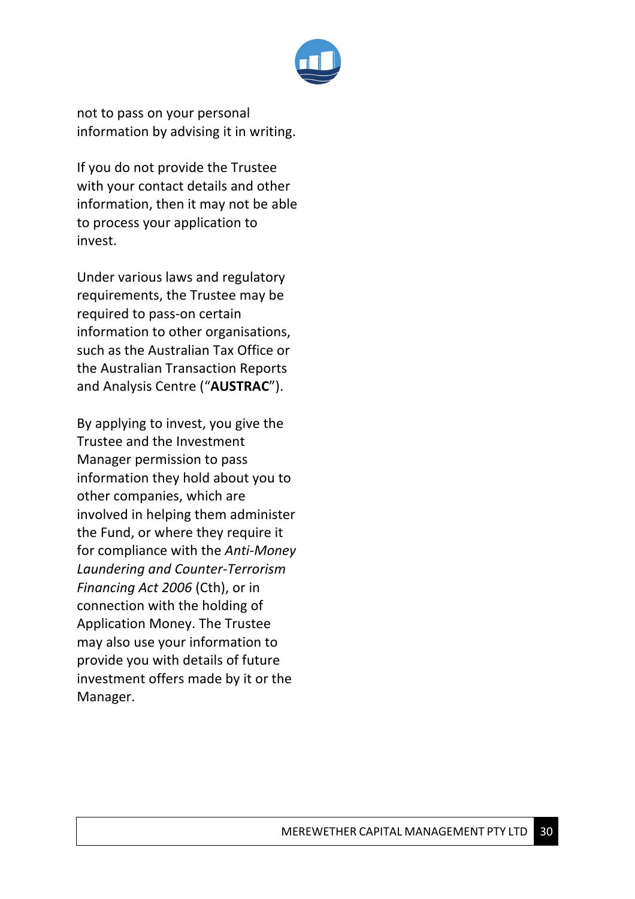not to pass on your personal information by advising it in writing.

If you do not provide the Trustee with your contact details and other information, then it may not be able to process your application to invest.

Under various laws and regulatory requirements, the Trustee may be required to pass-on certain information to other organisations, such as the Australian Tax Office or the Australian Transaction Reports and Analysis Centre ("**AUSTRAC**").

By applying to invest, you give the Trustee and the Investment Manager permission to pass information they hold about you to other companies, which are involved in helping them administer the Fund, or where they require it for compliance with the *Anti-Money Laundering and Counter-Terrorism Financing Act 2006* (Cth), or in connection with the holding of Application Money. The Trustee may also use your information to provide you with details of future investment offers made by it or the Manager.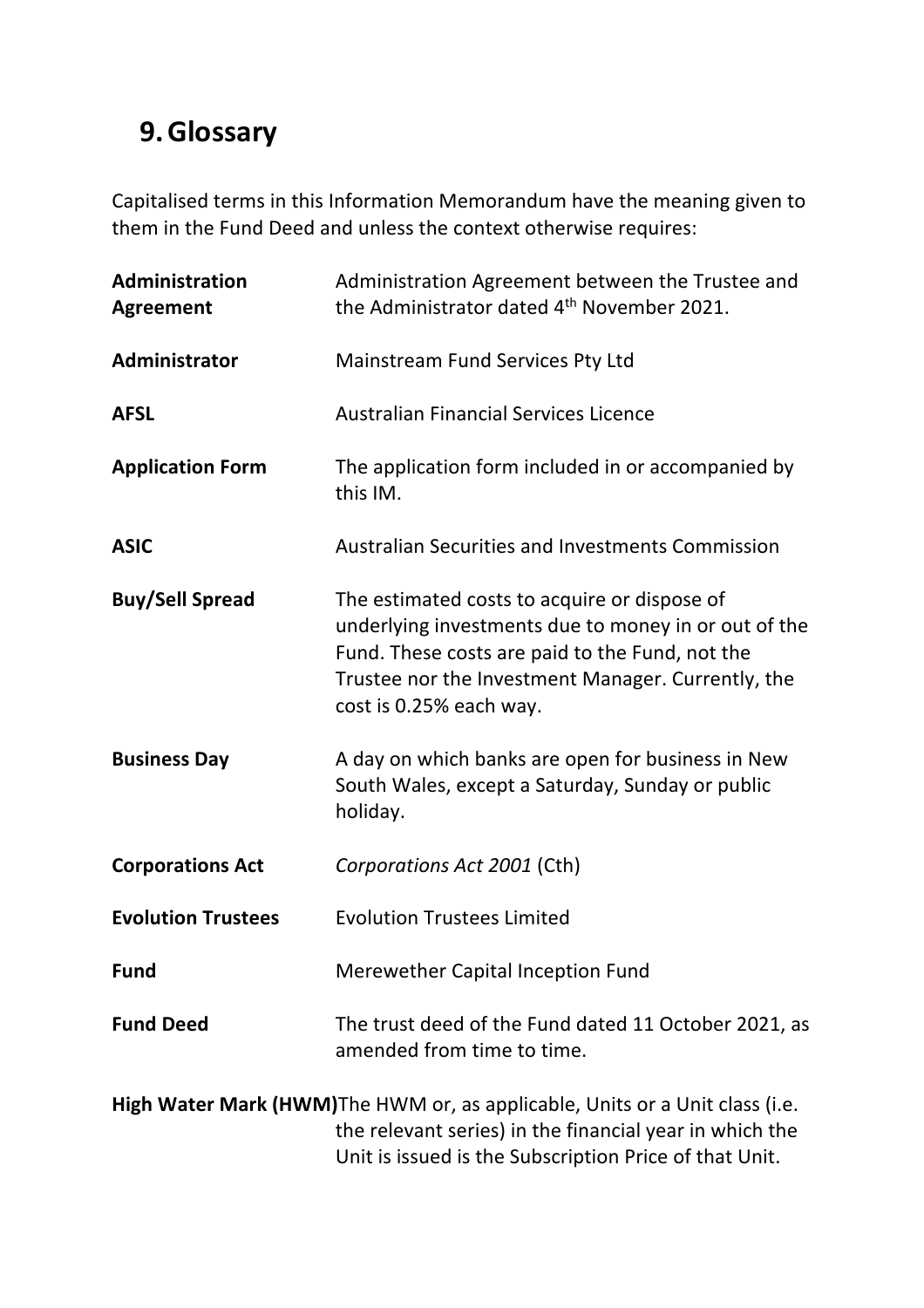## 9. Glossary

Capitalised terms in this Information Memorandum have the meaning given to them in the Fund Deed and unless the context otherwise requires:

| | |
|---|---|
| **Administration Agreement** | Administration Agreement between the Trustee and the Administrator dated 4th November 2021. |
| **Administrator** | Mainstream Fund Services Pty Ltd |
| **AFSL** | Australian Financial Services Licence |
| **Application Form** | The application form included in or accompanied by this IM. |
| **ASIC** | Australian Securities and Investments Commission |
| **Buy/Sell Spread** | The estimated costs to acquire or dispose of underlying investments due to money in or out of the Fund. These costs are paid to the Fund, not the Trustee nor the Investment Manager. Currently, the cost is 0.25% each way. |
| **Business Day** | A day on which banks are open for business in New South Wales, except a Saturday, Sunday or public holiday. |
| **Corporations Act** | *Corporations Act 2001* (Cth) |
| **Evolution Trustees** | Evolution Trustees Limited |
| **Fund** | Merewether Capital Inception Fund |
| **Fund Deed** | The trust deed of the Fund dated 11 October 2021, as amended from time to time. |
| **High Water Mark (HWM)** | The HWM or, as applicable, Units or a Unit class (i.e. the relevant series) in the financial year in which the Unit is issued is the Subscription Price of that Unit. |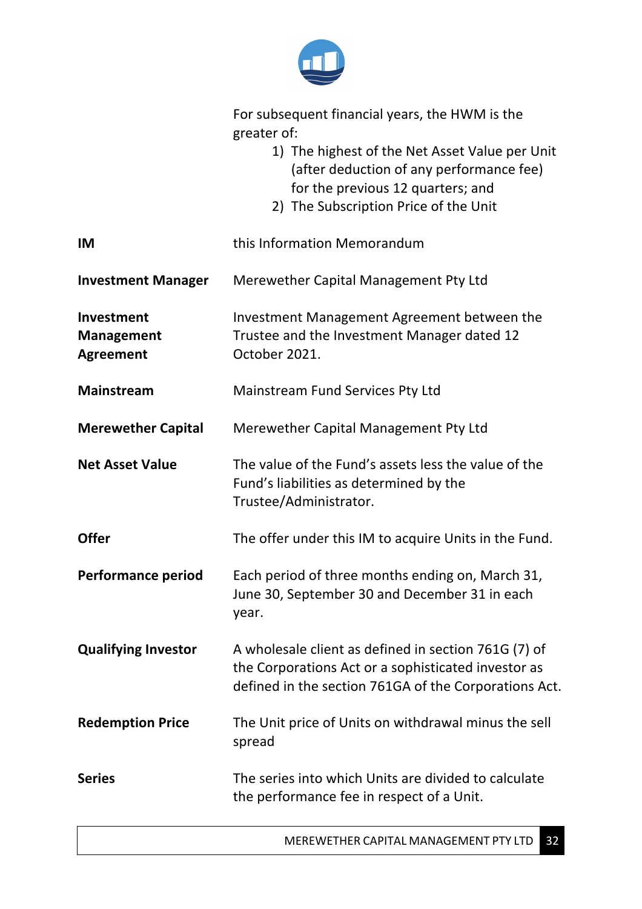| | |
|---|---|
| | For subsequent financial years, the HWM is the greater of:<br>1) The highest of the Net Asset Value per Unit (after deduction of any performance fee) for the previous 12 quarters; and<br>2) The Subscription Price of the Unit |
| **IM** | this Information Memorandum |
| **Investment Manager** | Merewether Capital Management Pty Ltd |
| **Investment Management Agreement** | Investment Management Agreement between the Trustee and the Investment Manager dated 12 October 2021. |
| **Mainstream** | Mainstream Fund Services Pty Ltd |
| **Merewether Capital** | Merewether Capital Management Pty Ltd |
| **Net Asset Value** | The value of the Fund's assets less the value of the Fund's liabilities as determined by the Trustee/Administrator. |
| **Offer** | The offer under this IM to acquire Units in the Fund. |
| **Performance period** | Each period of three months ending on, March 31, June 30, September 30 and December 31 in each year. |
| **Qualifying Investor** | A wholesale client as defined in section 761G (7) of the Corporations Act or a sophisticated investor as defined in the section 761GA of the Corporations Act. |
| **Redemption Price** | The Unit price of Units on withdrawal minus the sell spread |
| **Series** | The series into which Units are divided to calculate the performance fee in respect of a Unit. |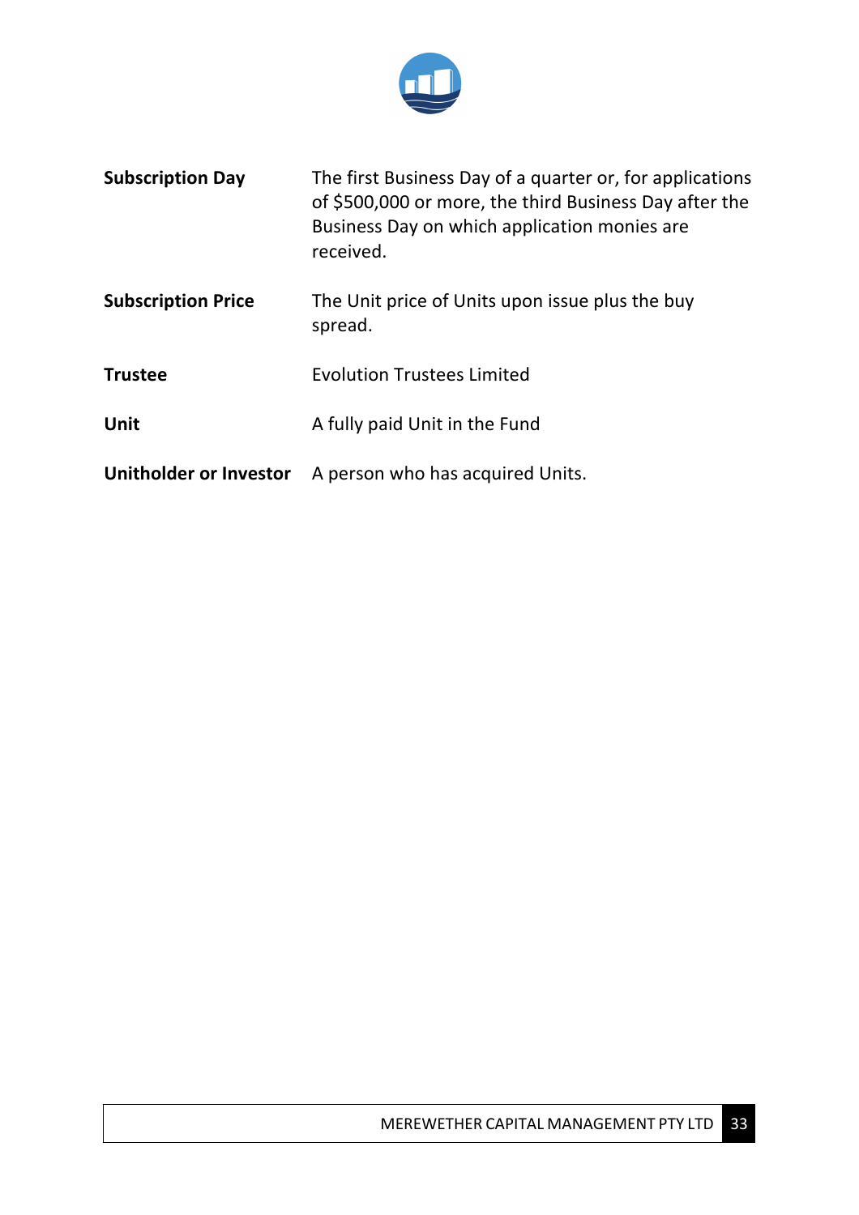| | |
|---|---|
| **Subscription Day** | The first Business Day of a quarter or, for applications of $500,000 or more, the third Business Day after the Business Day on which application monies are received. |
| **Subscription Price** | The Unit price of Units upon issue plus the buy spread. |
| **Trustee** | Evolution Trustees Limited |
| **Unit** | A fully paid Unit in the Fund |
| **Unitholder or Investor** | A person who has acquired Units. |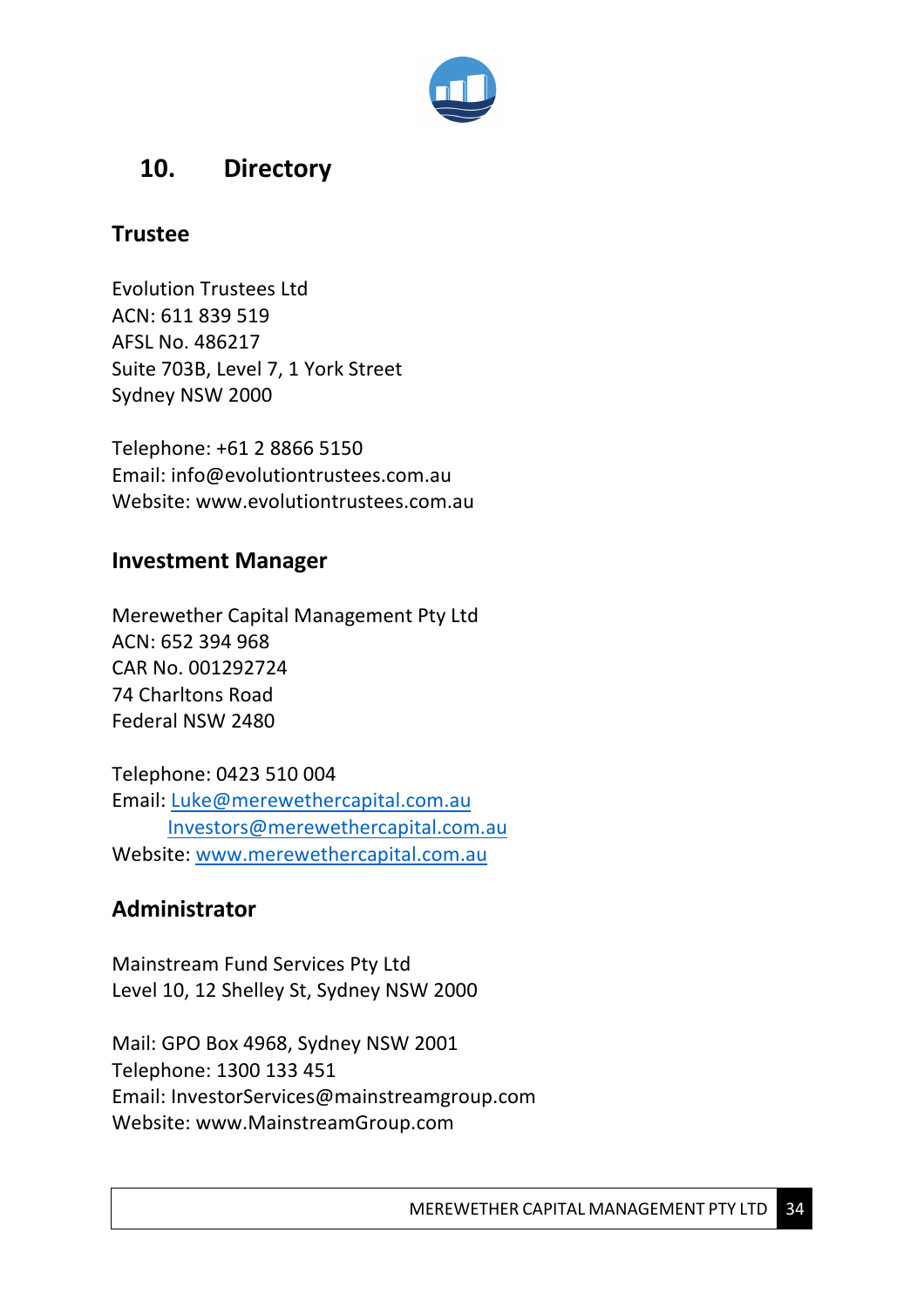# 10. Directory

## Trustee

Evolution Trustees Ltd
ACN: 611 839 519
AFSL No. 486217
Suite 703B, Level 7, 1 York Street
Sydney NSW 2000

Telephone: +61 2 8866 5150
Email: info@evolutiontrustees.com.au
Website: www.evolutiontrustees.com.au

## Investment Manager

Merewether Capital Management Pty Ltd
ACN: 652 394 968
CAR No. 001292724
74 Charltons Road
Federal NSW 2480

Telephone: 0423 510 004
Email: Luke@merewethercapital.com.au
Investors@merewethercapital.com.au
Website: www.merewethercapital.com.au

## Administrator

Mainstream Fund Services Pty Ltd
Level 10, 12 Shelley St, Sydney NSW 2000

Mail: GPO Box 4968, Sydney NSW 2001
Telephone: 1300 133 451
Email: InvestorServices@mainstreamgroup.com
Website: www.MainstreamGroup.com